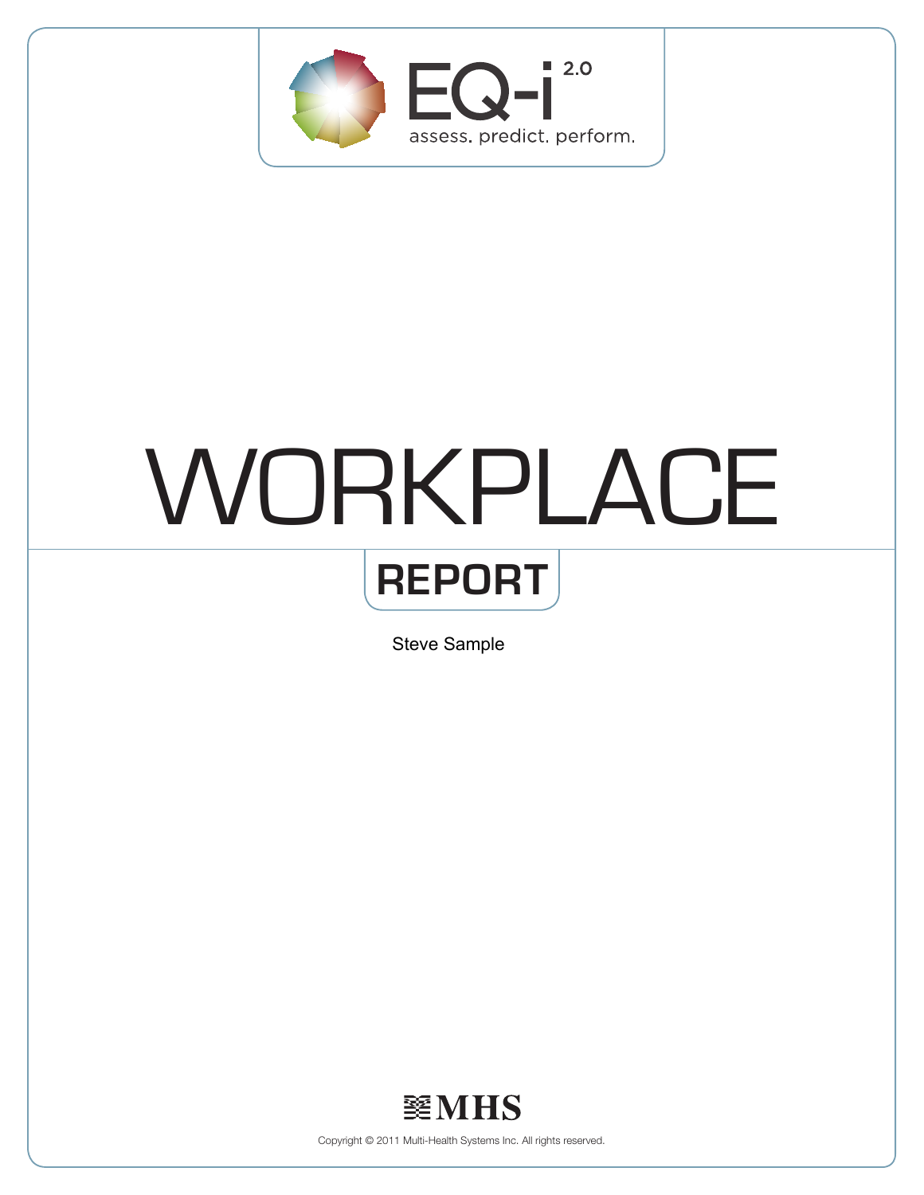EQ-i 2.0

assess. predict. perform.

# WORKPLACE

## REPORT

Steve Sample

MHS

Copyright © 2011 Multi-Health Systems Inc. All rights reserved.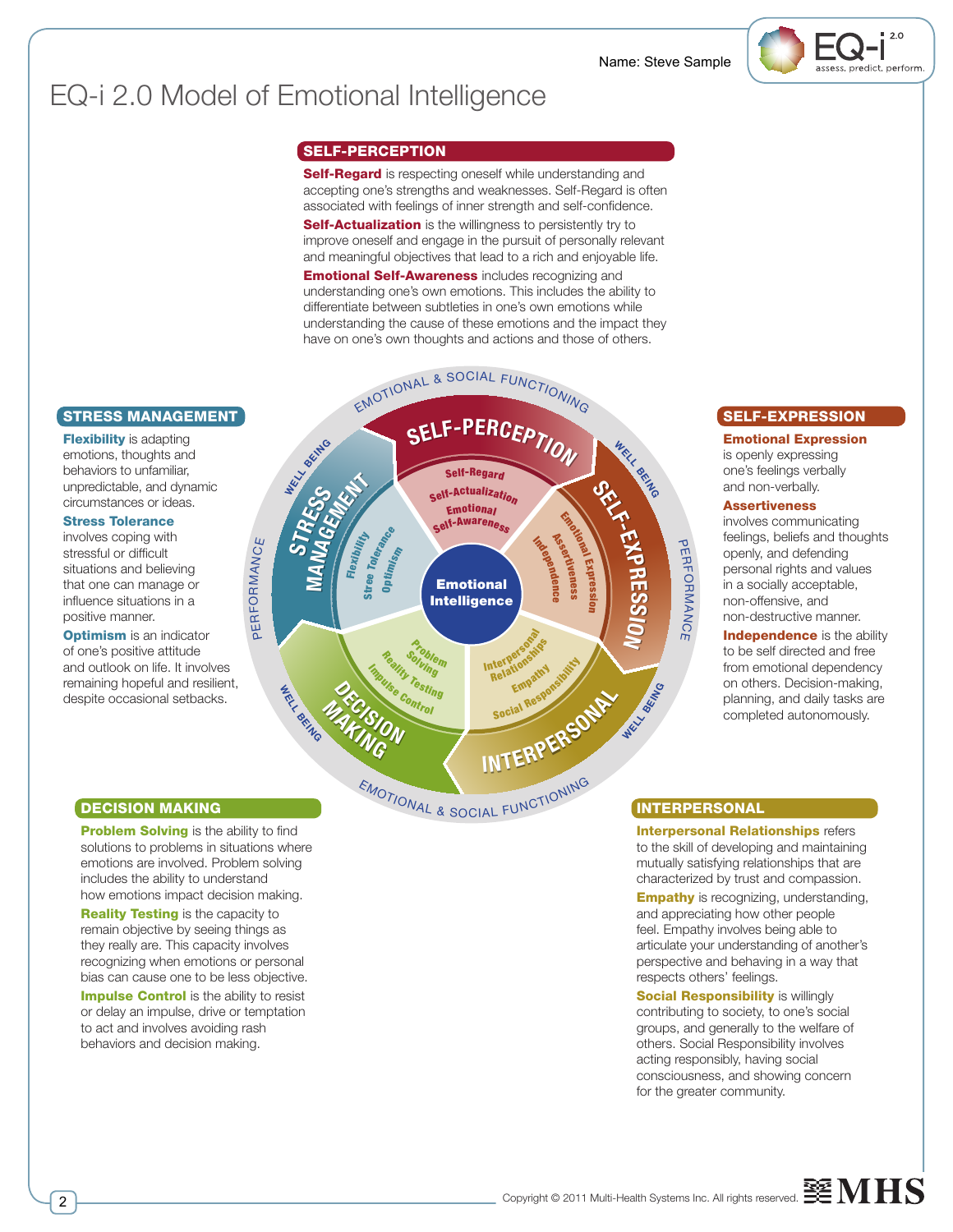Name: Steve Sample

# EQ-i 2.0 Model of Emotional Intelligence

## SELF-PERCEPTION

**Self-Regard** is respecting oneself while understanding and accepting one's strengths and weaknesses. Self-Regard is often associated with feelings of inner strength and self-confidence.

**Self-Actualization** is the willingness to persistently try to improve oneself and engage in the pursuit of personally relevant and meaningful objectives that lead to a rich and enjoyable life.

**Emotional Self-Awareness** includes recognizing and understanding one's own emotions. This includes the ability to differentiate between subtleties in one's own emotions while understanding the cause of these emotions and the impact they have on one's own thoughts and actions and those of others.

## STRESS MANAGEMENT

**Flexibility** is adapting emotions, thoughts and behaviors to unfamiliar, unpredictable, and dynamic circumstances or ideas.

**Stress Tolerance** involves coping with stressful or difficult situations and believing that one can manage or influence situations in a positive manner.

**Optimism** is an indicator of one's positive attitude and outlook on life. It involves remaining hopeful and resilient, despite occasional setbacks.

## SELF-EXPRESSION

**Emotional Expression** is openly expressing one's feelings verbally and non-verbally.

**Assertiveness** involves communicating feelings, beliefs and thoughts openly, and defending personal rights and values in a socially acceptable, non-offensive, and non-destructive manner.

**Independence** is the ability to be self directed and free from emotional dependency on others. Decision-making, planning, and daily tasks are completed autonomously.

## DECISION MAKING

**Problem Solving** is the ability to find solutions to problems in situations where emotions are involved. Problem solving includes the ability to understand how emotions impact decision making.

**Reality Testing** is the capacity to remain objective by seeing things as they really are. This capacity involves recognizing when emotions or personal bias can cause one to be less objective.

**Impulse Control** is the ability to resist or delay an impulse, drive or temptation to act and involves avoiding rash behaviors and decision making.

## INTERPERSONAL

**Interpersonal Relationships** refers to the skill of developing and maintaining mutually satisfying relationships that are characterized by trust and compassion.

**Empathy** is recognizing, understanding, and appreciating how other people feel. Empathy involves being able to articulate your understanding of another's perspective and behaving in a way that respects others' feelings.

**Social Responsibility** is willingly contributing to society, to one's social groups, and generally to the welfare of others. Social Responsibility involves acting responsibly, having social consciousness, and showing concern for the greater community.

Copyright © 2011 Multi-Health Systems Inc. All rights reserved.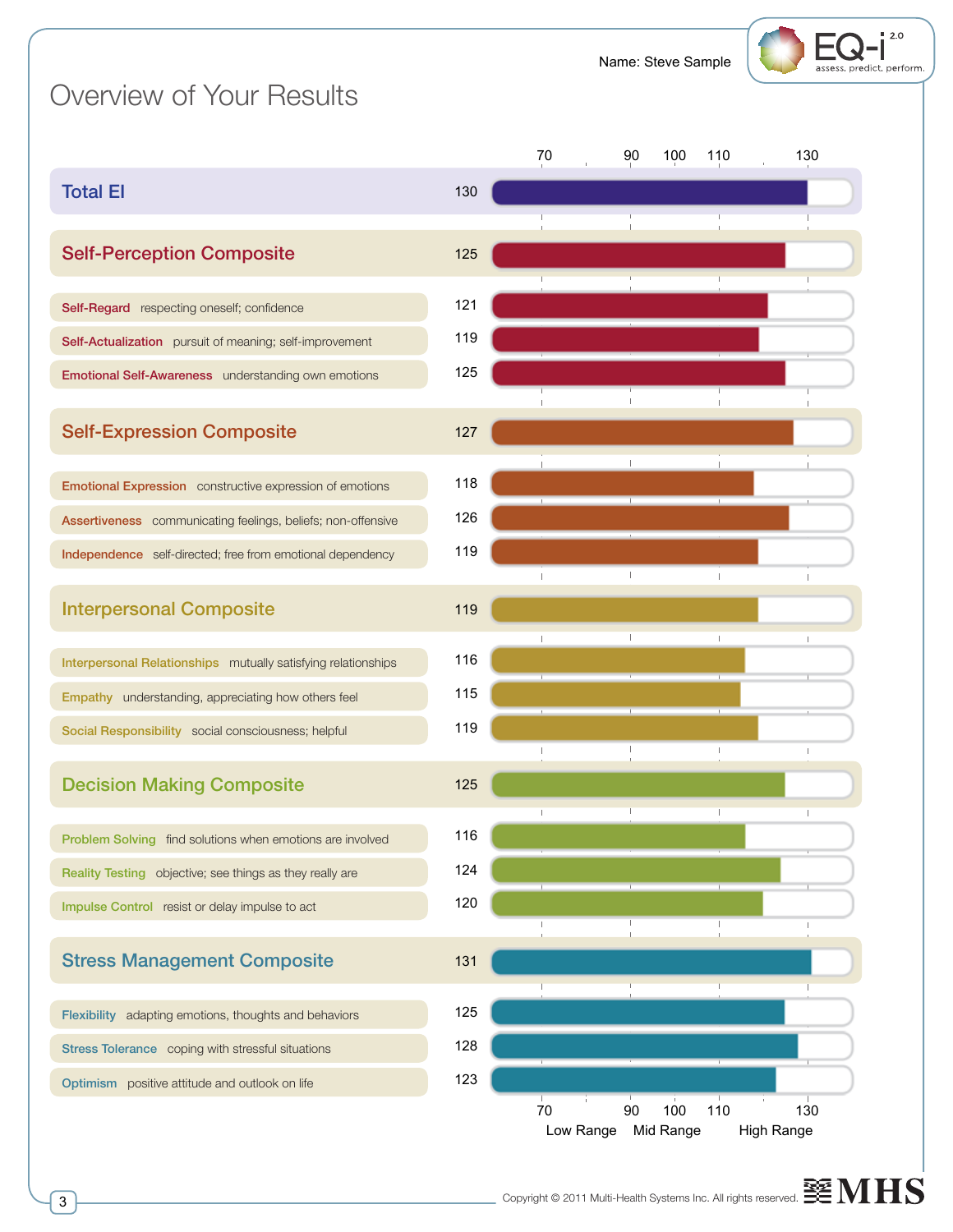Name: Steve Sample

# Overview of Your Results

| Scale | Description | Score |
|---|---|---|
| **Total EI** | | 130 |
| **Self-Perception Composite** | | 125 |
| Self-Regard | respecting oneself; confidence | 121 |
| Self-Actualization | pursuit of meaning; self-improvement | 119 |
| Emotional Self-Awareness | understanding own emotions | 125 |
| **Self-Expression Composite** | | 127 |
| Emotional Expression | constructive expression of emotions | 118 |
| Assertiveness | communicating feelings, beliefs; non-offensive | 126 |
| Independence | self-directed; free from emotional dependency | 119 |
| **Interpersonal Composite** | | 119 |
| Interpersonal Relationships | mutually satisfying relationships | 116 |
| Empathy | understanding, appreciating how others feel | 115 |
| Social Responsibility | social consciousness; helpful | 119 |
| **Decision Making Composite** | | 125 |
| Problem Solving | find solutions when emotions are involved | 116 |
| Reality Testing | objective; see things as they really are | 124 |
| Impulse Control | resist or delay impulse to act | 120 |
| **Stress Management Composite** | | 131 |
| Flexibility | adapting emotions, thoughts and behaviors | 125 |
| Stress Tolerance | coping with stressful situations | 128 |
| Optimism | positive attitude and outlook on life | 123 |

Scale: 70 – 90 – 100 – 110 – 130

Low Range | Mid Range | High Range

Copyright © 2011 Multi-Health Systems Inc. All rights reserved.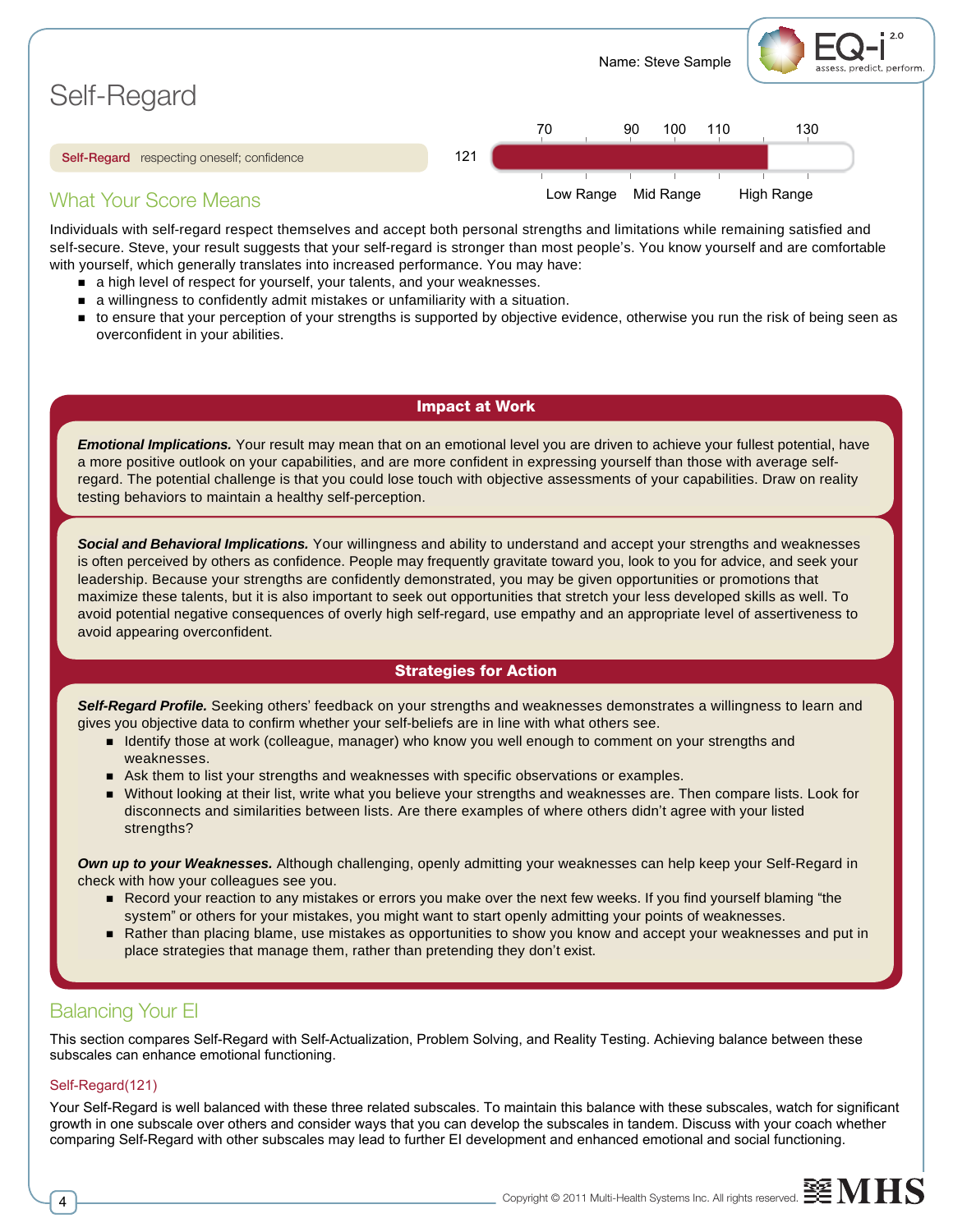Name: Steve Sample

# Self-Regard

**Self-Regard** respecting oneself; confidence — 121

| 70 | 90 | 100 | 110 | 130 |
|---|---|---|---|---|

Low Range | Mid Range | High Range

## What Your Score Means

Individuals with self-regard respect themselves and accept both personal strengths and limitations while remaining satisfied and self-secure. Steve, your result suggests that your self-regard is stronger than most people's. You know yourself and are comfortable with yourself, which generally translates into increased performance. You may have:

- a high level of respect for yourself, your talents, and your weaknesses.
- a willingness to confidently admit mistakes or unfamiliarity with a situation.
- to ensure that your perception of your strengths is supported by objective evidence, otherwise you run the risk of being seen as overconfident in your abilities.

### Impact at Work

***Emotional Implications.*** Your result may mean that on an emotional level you are driven to achieve your fullest potential, have a more positive outlook on your capabilities, and are more confident in expressing yourself than those with average self-regard. The potential challenge is that you could lose touch with objective assessments of your capabilities. Draw on reality testing behaviors to maintain a healthy self-perception.

***Social and Behavioral Implications.*** Your willingness and ability to understand and accept your strengths and weaknesses is often perceived by others as confidence. People may frequently gravitate toward you, look to you for advice, and seek your leadership. Because your strengths are confidently demonstrated, you may be given opportunities or promotions that maximize these talents, but it is also important to seek out opportunities that stretch your less developed skills as well. To avoid potential negative consequences of overly high self-regard, use empathy and an appropriate level of assertiveness to avoid appearing overconfident.

### Strategies for Action

***Self-Regard Profile.*** Seeking others' feedback on your strengths and weaknesses demonstrates a willingness to learn and gives you objective data to confirm whether your self-beliefs are in line with what others see.

- Identify those at work (colleague, manager) who know you well enough to comment on your strengths and weaknesses.
- Ask them to list your strengths and weaknesses with specific observations or examples.
- Without looking at their list, write what you believe your strengths and weaknesses are. Then compare lists. Look for disconnects and similarities between lists. Are there examples of where others didn't agree with your listed strengths?

***Own up to your Weaknesses.*** Although challenging, openly admitting your weaknesses can help keep your Self-Regard in check with how your colleagues see you.

- Record your reaction to any mistakes or errors you make over the next few weeks. If you find yourself blaming "the system" or others for your mistakes, you might want to start openly admitting your points of weaknesses.
- Rather than placing blame, use mistakes as opportunities to show you know and accept your weaknesses and put in place strategies that manage them, rather than pretending they don't exist.

## Balancing Your EI

This section compares Self-Regard with Self-Actualization, Problem Solving, and Reality Testing. Achieving balance between these subscales can enhance emotional functioning.

### Self-Regard(121)

Your Self-Regard is well balanced with these three related subscales. To maintain this balance with these subscales, watch for significant growth in one subscale over others and consider ways that you can develop the subscales in tandem. Discuss with your coach whether comparing Self-Regard with other subscales may lead to further EI development and enhanced emotional and social functioning.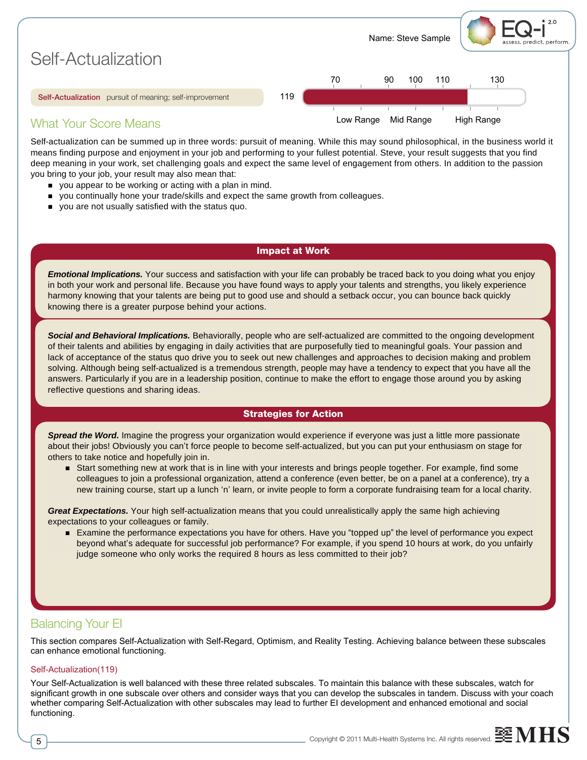Name: Steve Sample

# Self-Actualization

**Self-Actualization** pursuit of meaning; self-improvement — 119

(Scale: 70, 90, 100, 110, 130 — Low Range, Mid Range, High Range)

## What Your Score Means

Self-actualization can be summed up in three words: pursuit of meaning. While this may sound philosophical, in the business world it means finding purpose and enjoyment in your job and performing to your fullest potential. Steve, your result suggests that you find deep meaning in your work, set challenging goals and expect the same level of engagement from others. In addition to the passion you bring to your job, your result may also mean that:

- you appear to be working or acting with a plan in mind.
- you continually hone your trade/skills and expect the same growth from colleagues.
- you are not usually satisfied with the status quo.

### Impact at Work

***Emotional Implications.*** Your success and satisfaction with your life can probably be traced back to you doing what you enjoy in both your work and personal life. Because you have found ways to apply your talents and strengths, you likely experience harmony knowing that your talents are being put to good use and should a setback occur, you can bounce back quickly knowing there is a greater purpose behind your actions.

***Social and Behavioral Implications.*** Behaviorally, people who are self-actualized are committed to the ongoing development of their talents and abilities by engaging in daily activities that are purposefully tied to meaningful goals. Your passion and lack of acceptance of the status quo drive you to seek out new challenges and approaches to decision making and problem solving. Although being self-actualized is a tremendous strength, people may have a tendency to expect that you have all the answers. Particularly if you are in a leadership position, continue to make the effort to engage those around you by asking reflective questions and sharing ideas.

### Strategies for Action

***Spread the Word.*** Imagine the progress your organization would experience if everyone was just a little more passionate about their jobs! Obviously you can't force people to become self-actualized, but you can put your enthusiasm on stage for others to take notice and hopefully join in.

- Start something new at work that is in line with your interests and brings people together. For example, find some colleagues to join a professional organization, attend a conference (even better, be on a panel at a conference), try a new training course, start up a lunch 'n' learn, or invite people to form a corporate fundraising team for a local charity.

***Great Expectations.*** Your high self-actualization means that you could unrealistically apply the same high achieving expectations to your colleagues or family.

- Examine the performance expectations you have for others. Have you "topped up" the level of performance you expect beyond what's adequate for successful job performance? For example, if you spend 10 hours at work, do you unfairly judge someone who only works the required 8 hours as less committed to their job?

## Balancing Your EI

This section compares Self-Actualization with Self-Regard, Optimism, and Reality Testing. Achieving balance between these subscales can enhance emotional functioning.

### Self-Actualization(119)

Your Self-Actualization is well balanced with these three related subscales. To maintain this balance with these subscales, watch for significant growth in one subscale over others and consider ways that you can develop the subscales in tandem. Discuss with your coach whether comparing Self-Actualization with other subscales may lead to further EI development and enhanced emotional and social functioning.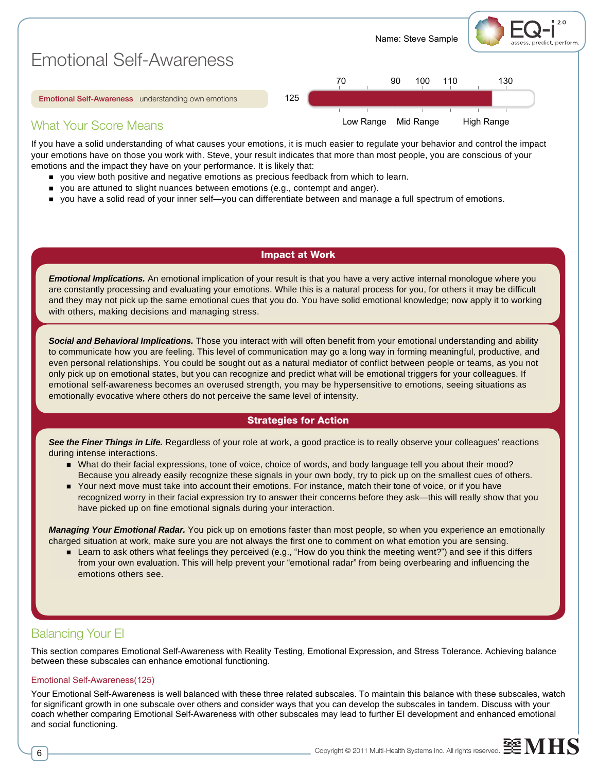Name: Steve Sample

# Emotional Self-Awareness

**Emotional Self-Awareness** understanding own emotions

125

| 70 | 90 | 100 | 110 | 130 |
|---|---|---|---|---|
| Low Range | Mid Range | | High Range | |

## What Your Score Means

If you have a solid understanding of what causes your emotions, it is much easier to regulate your behavior and control the impact your emotions have on those you work with. Steve, your result indicates that more than most people, you are conscious of your emotions and the impact they have on your performance. It is likely that:

- you view both positive and negative emotions as precious feedback from which to learn.
- you are attuned to slight nuances between emotions (e.g., contempt and anger).
- you have a solid read of your inner self—you can differentiate between and manage a full spectrum of emotions.

### Impact at Work

***Emotional Implications.*** An emotional implication of your result is that you have a very active internal monologue where you are constantly processing and evaluating your emotions. While this is a natural process for you, for others it may be difficult and they may not pick up the same emotional cues that you do. You have solid emotional knowledge; now apply it to working with others, making decisions and managing stress.

***Social and Behavioral Implications.*** Those you interact with will often benefit from your emotional understanding and ability to communicate how you are feeling. This level of communication may go a long way in forming meaningful, productive, and even personal relationships. You could be sought out as a natural mediator of conflict between people or teams, as you not only pick up on emotional states, but you can recognize and predict what will be emotional triggers for your colleagues. If emotional self-awareness becomes an overused strength, you may be hypersensitive to emotions, seeing situations as emotionally evocative where others do not perceive the same level of intensity.

### Strategies for Action

***See the Finer Things in Life.*** Regardless of your role at work, a good practice is to really observe your colleagues' reactions during intense interactions.

- What do their facial expressions, tone of voice, choice of words, and body language tell you about their mood? Because you already easily recognize these signals in your own body, try to pick up on the smallest cues of others.
- Your next move must take into account their emotions. For instance, match their tone of voice, or if you have recognized worry in their facial expression try to answer their concerns before they ask—this will really show that you have picked up on fine emotional signals during your interaction.

***Managing Your Emotional Radar.*** You pick up on emotions faster than most people, so when you experience an emotionally charged situation at work, make sure you are not always the first one to comment on what emotion you are sensing.

- Learn to ask others what feelings they perceived (e.g., "How do you think the meeting went?") and see if this differs from your own evaluation. This will help prevent your "emotional radar" from being overbearing and influencing the emotions others see.

## Balancing Your EI

This section compares Emotional Self-Awareness with Reality Testing, Emotional Expression, and Stress Tolerance. Achieving balance between these subscales can enhance emotional functioning.

### Emotional Self-Awareness(125)

Your Emotional Self-Awareness is well balanced with these three related subscales. To maintain this balance with these subscales, watch for significant growth in one subscale over others and consider ways that you can develop the subscales in tandem. Discuss with your coach whether comparing Emotional Self-Awareness with other subscales may lead to further EI development and enhanced emotional and social functioning.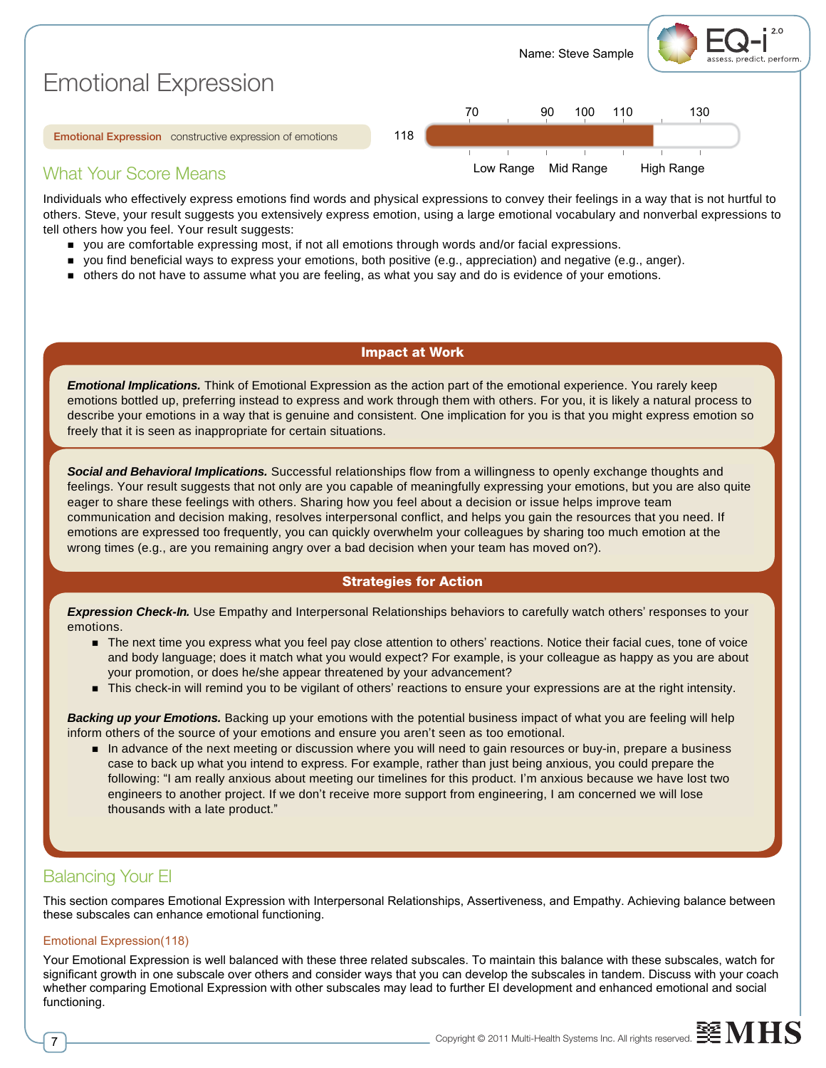# Emotional Expression

**Emotional Expression** constructive expression of emotions

118

| 70 | 90 | 100 | 110 | 130 |
|---|---|---|---|---|

Low Range | Mid Range | High Range

## What Your Score Means

Individuals who effectively express emotions find words and physical expressions to convey their feelings in a way that is not hurtful to others. Steve, your result suggests you extensively express emotion, using a large emotional vocabulary and nonverbal expressions to tell others how you feel. Your result suggests:

- you are comfortable expressing most, if not all emotions through words and/or facial expressions.
- you find beneficial ways to express your emotions, both positive (e.g., appreciation) and negative (e.g., anger).
- others do not have to assume what you are feeling, as what you say and do is evidence of your emotions.

### Impact at Work

***Emotional Implications.*** Think of Emotional Expression as the action part of the emotional experience. You rarely keep emotions bottled up, preferring instead to express and work through them with others. For you, it is likely a natural process to describe your emotions in a way that is genuine and consistent. One implication for you is that you might express emotion so freely that it is seen as inappropriate for certain situations.

***Social and Behavioral Implications.*** Successful relationships flow from a willingness to openly exchange thoughts and feelings. Your result suggests that not only are you capable of meaningfully expressing your emotions, but you are also quite eager to share these feelings with others. Sharing how you feel about a decision or issue helps improve team communication and decision making, resolves interpersonal conflict, and helps you gain the resources that you need. If emotions are expressed too frequently, you can quickly overwhelm your colleagues by sharing too much emotion at the wrong times (e.g., are you remaining angry over a bad decision when your team has moved on?).

### Strategies for Action

***Expression Check-In.*** Use Empathy and Interpersonal Relationships behaviors to carefully watch others' responses to your emotions.

- The next time you express what you feel pay close attention to others' reactions. Notice their facial cues, tone of voice and body language; does it match what you would expect? For example, is your colleague as happy as you are about your promotion, or does he/she appear threatened by your advancement?
- This check-in will remind you to be vigilant of others' reactions to ensure your expressions are at the right intensity.

***Backing up your Emotions.*** Backing up your emotions with the potential business impact of what you are feeling will help inform others of the source of your emotions and ensure you aren't seen as too emotional.

- In advance of the next meeting or discussion where you will need to gain resources or buy-in, prepare a business case to back up what you intend to express. For example, rather than just being anxious, you could prepare the following: "I am really anxious about meeting our timelines for this product. I'm anxious because we have lost two engineers to another project. If we don't receive more support from engineering, I am concerned we will lose thousands with a late product."

## Balancing Your EI

This section compares Emotional Expression with Interpersonal Relationships, Assertiveness, and Empathy. Achieving balance between these subscales can enhance emotional functioning.

### Emotional Expression(118)

Your Emotional Expression is well balanced with these three related subscales. To maintain this balance with these subscales, watch for significant growth in one subscale over others and consider ways that you can develop the subscales in tandem. Discuss with your coach whether comparing Emotional Expression with other subscales may lead to further EI development and enhanced emotional and social functioning.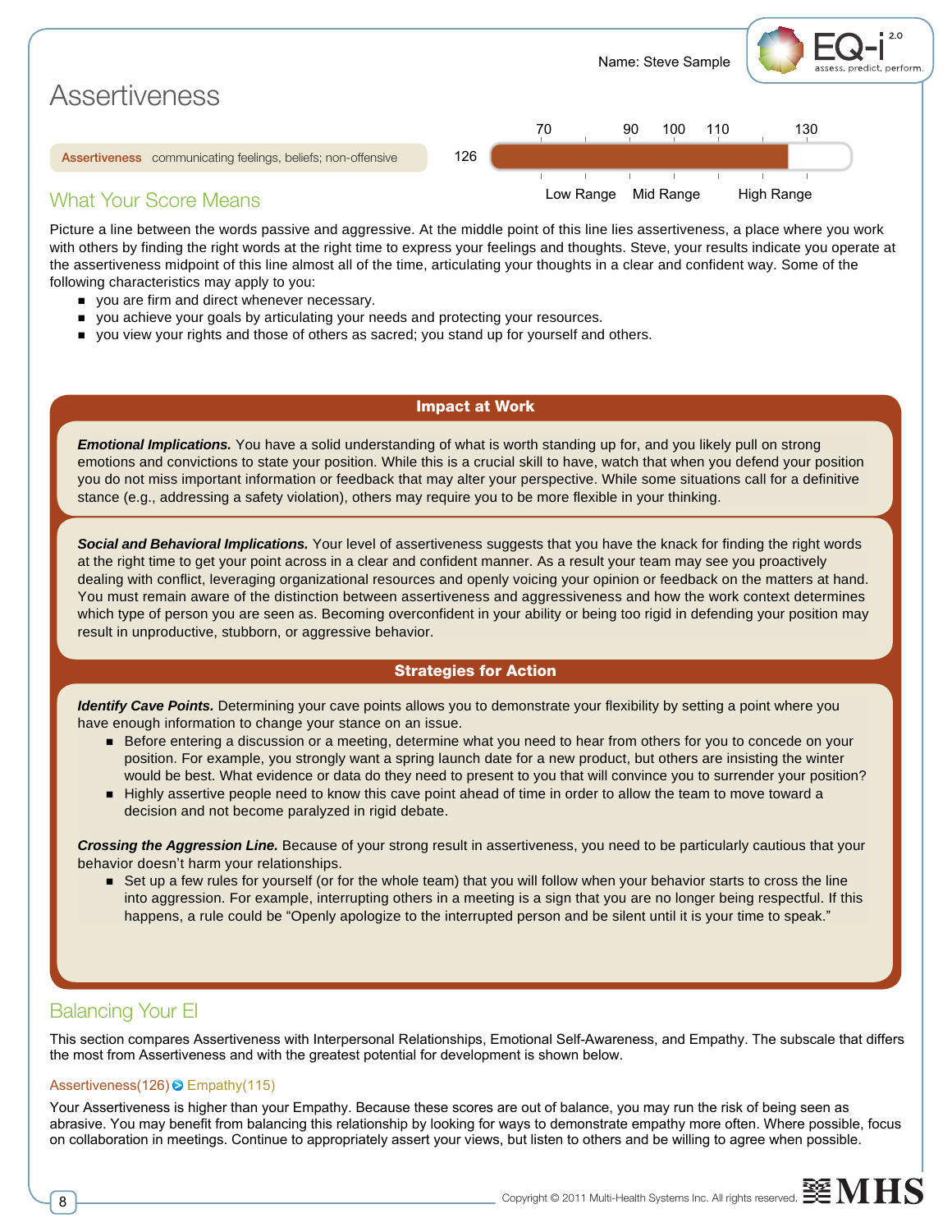Name: Steve Sample

# Assertiveness

**Assertiveness** communicating feelings, beliefs; non-offensive

126

70 | 90 | 100 | 110 | 130

Low Range | Mid Range | High Range

## What Your Score Means

Picture a line between the words passive and aggressive. At the middle point of this line lies assertiveness, a place where you work with others by finding the right words at the right time to express your feelings and thoughts. Steve, your results indicate you operate at the assertiveness midpoint of this line almost all of the time, articulating your thoughts in a clear and confident way. Some of the following characteristics may apply to you:

- you are firm and direct whenever necessary.
- you achieve your goals by articulating your needs and protecting your resources.
- you view your rights and those of others as sacred; you stand up for yourself and others.

### Impact at Work

***Emotional Implications.*** You have a solid understanding of what is worth standing up for, and you likely pull on strong emotions and convictions to state your position. While this is a crucial skill to have, watch that when you defend your position you do not miss important information or feedback that may alter your perspective. While some situations call for a definitive stance (e.g., addressing a safety violation), others may require you to be more flexible in your thinking.

***Social and Behavioral Implications.*** Your level of assertiveness suggests that you have the knack for finding the right words at the right time to get your point across in a clear and confident manner. As a result your team may see you proactively dealing with conflict, leveraging organizational resources and openly voicing your opinion or feedback on the matters at hand. You must remain aware of the distinction between assertiveness and aggressiveness and how the work context determines which type of person you are seen as. Becoming overconfident in your ability or being too rigid in defending your position may result in unproductive, stubborn, or aggressive behavior.

### Strategies for Action

***Identify Cave Points.*** Determining your cave points allows you to demonstrate your flexibility by setting a point where you have enough information to change your stance on an issue.

- Before entering a discussion or a meeting, determine what you need to hear from others for you to concede on your position. For example, you strongly want a spring launch date for a new product, but others are insisting the winter would be best. What evidence or data do they need to present to you that will convince you to surrender your position?
- Highly assertive people need to know this cave point ahead of time in order to allow the team to move toward a decision and not become paralyzed in rigid debate.

***Crossing the Aggression Line.*** Because of your strong result in assertiveness, you need to be particularly cautious that your behavior doesn't harm your relationships.

- Set up a few rules for yourself (or for the whole team) that you will follow when your behavior starts to cross the line into aggression. For example, interrupting others in a meeting is a sign that you are no longer being respectful. If this happens, a rule could be "Openly apologize to the interrupted person and be silent until it is your time to speak."

## Balancing Your EI

This section compares Assertiveness with Interpersonal Relationships, Emotional Self-Awareness, and Empathy. The subscale that differs the most from Assertiveness and with the greatest potential for development is shown below.

Assertiveness(126) ➔ Empathy(115)

Your Assertiveness is higher than your Empathy. Because these scores are out of balance, you may run the risk of being seen as abrasive. You may benefit from balancing this relationship by looking for ways to demonstrate empathy more often. Where possible, focus on collaboration in meetings. Continue to appropriately assert your views, but listen to others and be willing to agree when possible.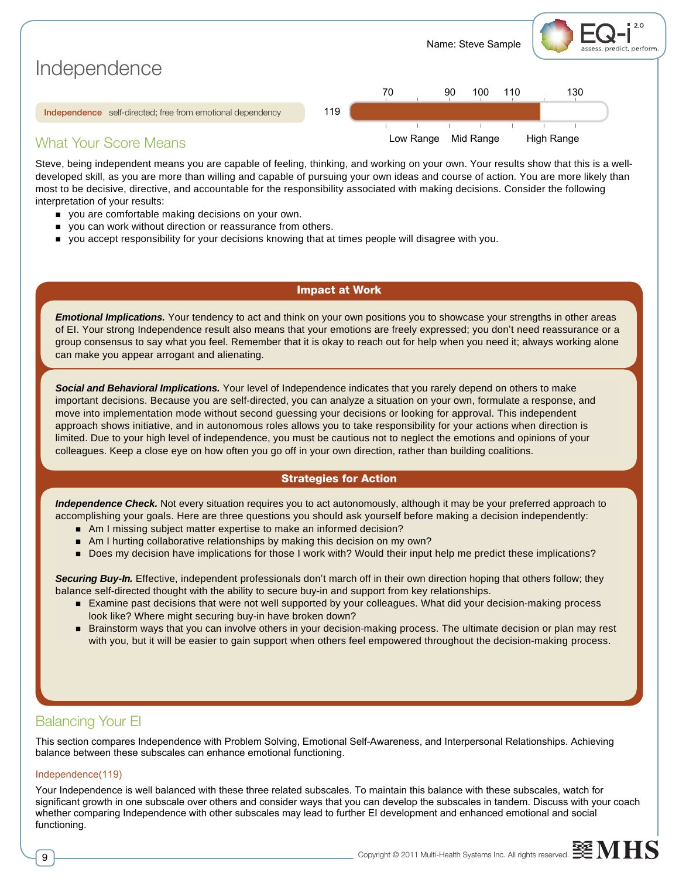Name: Steve Sample

# Independence

**Independence** self-directed; free from emotional dependency

Score: 119 (scale: 70, 90, 100, 110, 130 — Low Range, Mid Range, High Range)

## What Your Score Means

Steve, being independent means you are capable of feeling, thinking, and working on your own. Your results show that this is a well-developed skill, as you are more than willing and capable of pursuing your own ideas and course of action. You are more likely than most to be decisive, directive, and accountable for the responsibility associated with making decisions. Consider the following interpretation of your results:

- you are comfortable making decisions on your own.
- you can work without direction or reassurance from others.
- you accept responsibility for your decisions knowing that at times people will disagree with you.

### Impact at Work

***Emotional Implications.*** Your tendency to act and think on your own positions you to showcase your strengths in other areas of EI. Your strong Independence result also means that your emotions are freely expressed; you don't need reassurance or a group consensus to say what you feel. Remember that it is okay to reach out for help when you need it; always working alone can make you appear arrogant and alienating.

***Social and Behavioral Implications.*** Your level of Independence indicates that you rarely depend on others to make important decisions. Because you are self-directed, you can analyze a situation on your own, formulate a response, and move into implementation mode without second guessing your decisions or looking for approval. This independent approach shows initiative, and in autonomous roles allows you to take responsibility for your actions when direction is limited. Due to your high level of independence, you must be cautious not to neglect the emotions and opinions of your colleagues. Keep a close eye on how often you go off in your own direction, rather than building coalitions.

### Strategies for Action

***Independence Check.*** Not every situation requires you to act autonomously, although it may be your preferred approach to accomplishing your goals. Here are three questions you should ask yourself before making a decision independently:

- Am I missing subject matter expertise to make an informed decision?
- Am I hurting collaborative relationships by making this decision on my own?
- Does my decision have implications for those I work with? Would their input help me predict these implications?

***Securing Buy-In.*** Effective, independent professionals don't march off in their own direction hoping that others follow; they balance self-directed thought with the ability to secure buy-in and support from key relationships.

- Examine past decisions that were not well supported by your colleagues. What did your decision-making process look like? Where might securing buy-in have broken down?
- Brainstorm ways that you can involve others in your decision-making process. The ultimate decision or plan may rest with you, but it will be easier to gain support when others feel empowered throughout the decision-making process.

## Balancing Your EI

This section compares Independence with Problem Solving, Emotional Self-Awareness, and Interpersonal Relationships. Achieving balance between these subscales can enhance emotional functioning.

Independence(119)

Your Independence is well balanced with these three related subscales. To maintain this balance with these subscales, watch for significant growth in one subscale over others and consider ways that you can develop the subscales in tandem. Discuss with your coach whether comparing Independence with other subscales may lead to further EI development and enhanced emotional and social functioning.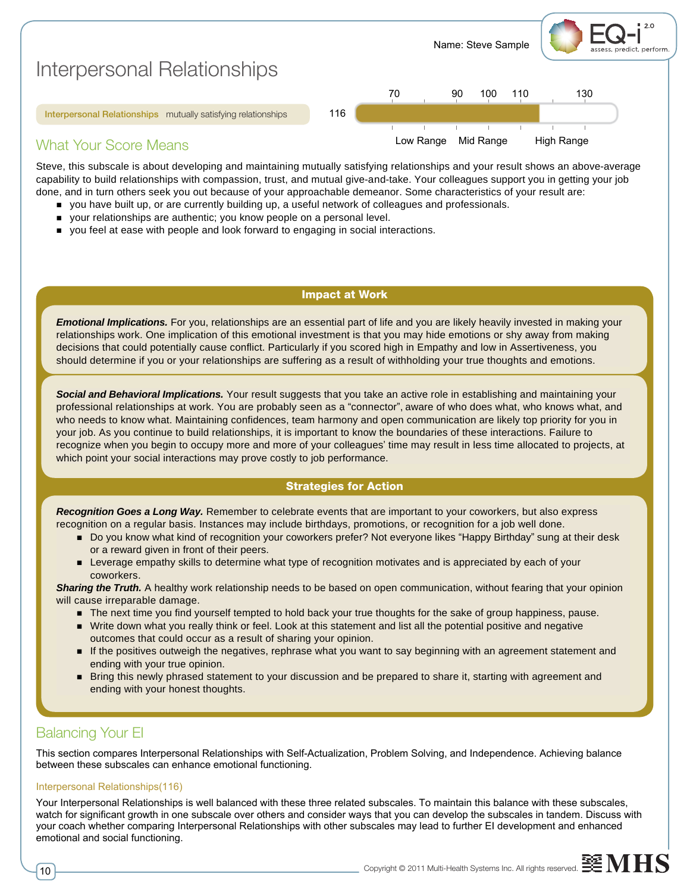Name: Steve Sample

# Interpersonal Relationships

**Interpersonal Relationships** mutually satisfying relationships

116

70 | 90 | 100 | 110 | 130

Low Range | Mid Range | High Range

## What Your Score Means

Steve, this subscale is about developing and maintaining mutually satisfying relationships and your result shows an above-average capability to build relationships with compassion, trust, and mutual give-and-take. Your colleagues support you in getting your job done, and in turn others seek you out because of your approachable demeanor. Some characteristics of your result are:

- you have built up, or are currently building up, a useful network of colleagues and professionals.
- your relationships are authentic; you know people on a personal level.
- you feel at ease with people and look forward to engaging in social interactions.

### Impact at Work

***Emotional Implications.*** For you, relationships are an essential part of life and you are likely heavily invested in making your relationships work. One implication of this emotional investment is that you may hide emotions or shy away from making decisions that could potentially cause conflict. Particularly if you scored high in Empathy and low in Assertiveness, you should determine if you or your relationships are suffering as a result of withholding your true thoughts and emotions.

***Social and Behavioral Implications.*** Your result suggests that you take an active role in establishing and maintaining your professional relationships at work. You are probably seen as a "connector", aware of who does what, who knows what, and who needs to know what. Maintaining confidences, team harmony and open communication are likely top priority for you in your job. As you continue to build relationships, it is important to know the boundaries of these interactions. Failure to recognize when you begin to occupy more and more of your colleagues' time may result in less time allocated to projects, at which point your social interactions may prove costly to job performance.

### Strategies for Action

***Recognition Goes a Long Way.*** Remember to celebrate events that are important to your coworkers, but also express recognition on a regular basis. Instances may include birthdays, promotions, or recognition for a job well done.

- Do you know what kind of recognition your coworkers prefer? Not everyone likes "Happy Birthday" sung at their desk or a reward given in front of their peers.
- Leverage empathy skills to determine what type of recognition motivates and is appreciated by each of your coworkers.

***Sharing the Truth.*** A healthy work relationship needs to be based on open communication, without fearing that your opinion will cause irreparable damage.

- The next time you find yourself tempted to hold back your true thoughts for the sake of group happiness, pause.
- Write down what you really think or feel. Look at this statement and list all the potential positive and negative outcomes that could occur as a result of sharing your opinion.
- If the positives outweigh the negatives, rephrase what you want to say beginning with an agreement statement and ending with your true opinion.
- Bring this newly phrased statement to your discussion and be prepared to share it, starting with agreement and ending with your honest thoughts.

## Balancing Your EI

This section compares Interpersonal Relationships with Self-Actualization, Problem Solving, and Independence. Achieving balance between these subscales can enhance emotional functioning.

### Interpersonal Relationships(116)

Your Interpersonal Relationships is well balanced with these three related subscales. To maintain this balance with these subscales, watch for significant growth in one subscale over others and consider ways that you can develop the subscales in tandem. Discuss with your coach whether comparing Interpersonal Relationships with other subscales may lead to further EI development and enhanced emotional and social functioning.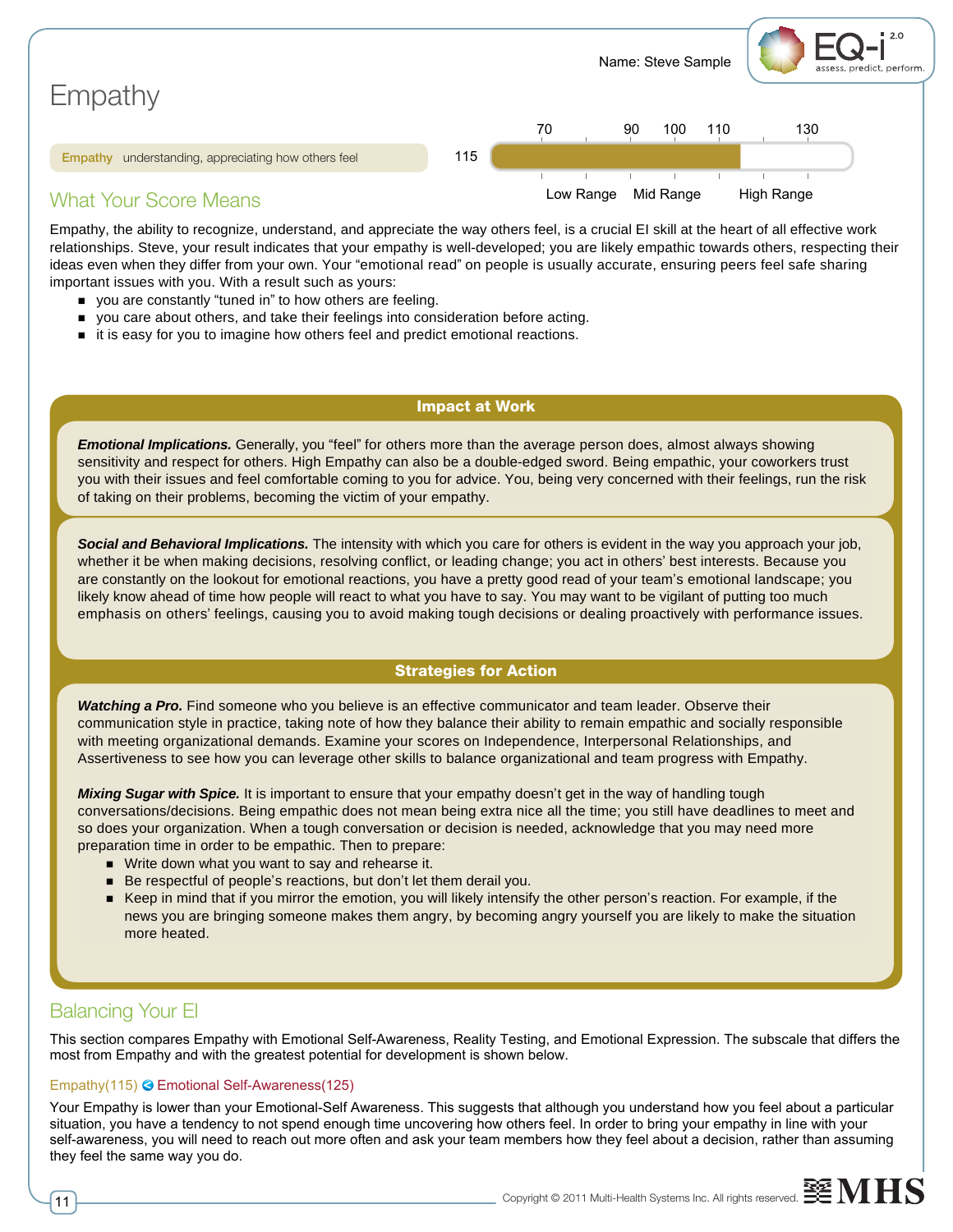Name: Steve Sample

# Empathy

**Empathy** understanding, appreciating how others feel — 115

| 70 | 90 | 100 | 110 | 130 |
|---|---|---|---|---|
| Low Range | Mid Range | | High Range | |

## What Your Score Means

Empathy, the ability to recognize, understand, and appreciate the way others feel, is a crucial EI skill at the heart of all effective work relationships. Steve, your result indicates that your empathy is well-developed; you are likely empathic towards others, respecting their ideas even when they differ from your own. Your "emotional read" on people is usually accurate, ensuring peers feel safe sharing important issues with you. With a result such as yours:

- you are constantly "tuned in" to how others are feeling.
- you care about others, and take their feelings into consideration before acting.
- it is easy for you to imagine how others feel and predict emotional reactions.

### Impact at Work

***Emotional Implications.*** Generally, you "feel" for others more than the average person does, almost always showing sensitivity and respect for others. High Empathy can also be a double-edged sword. Being empathic, your coworkers trust you with their issues and feel comfortable coming to you for advice. You, being very concerned with their feelings, run the risk of taking on their problems, becoming the victim of your empathy.

***Social and Behavioral Implications.*** The intensity with which you care for others is evident in the way you approach your job, whether it be when making decisions, resolving conflict, or leading change; you act in others' best interests. Because you are constantly on the lookout for emotional reactions, you have a pretty good read of your team's emotional landscape; you likely know ahead of time how people will react to what you have to say. You may want to be vigilant of putting too much emphasis on others' feelings, causing you to avoid making tough decisions or dealing proactively with performance issues.

### Strategies for Action

***Watching a Pro.*** Find someone who you believe is an effective communicator and team leader. Observe their communication style in practice, taking note of how they balance their ability to remain empathic and socially responsible with meeting organizational demands. Examine your scores on Independence, Interpersonal Relationships, and Assertiveness to see how you can leverage other skills to balance organizational and team progress with Empathy.

***Mixing Sugar with Spice.*** It is important to ensure that your empathy doesn't get in the way of handling tough conversations/decisions. Being empathic does not mean being extra nice all the time; you still have deadlines to meet and so does your organization. When a tough conversation or decision is needed, acknowledge that you may need more preparation time in order to be empathic. Then to prepare:

- Write down what you want to say and rehearse it.
- Be respectful of people's reactions, but don't let them derail you.
- Keep in mind that if you mirror the emotion, you will likely intensify the other person's reaction. For example, if the news you are bringing someone makes them angry, by becoming angry yourself you are likely to make the situation more heated.

## Balancing Your EI

This section compares Empathy with Emotional Self-Awareness, Reality Testing, and Emotional Expression. The subscale that differs the most from Empathy and with the greatest potential for development is shown below.

Empathy(115) ◀ Emotional Self-Awareness(125)

Your Empathy is lower than your Emotional-Self Awareness. This suggests that although you understand how you feel about a particular situation, you have a tendency to not spend enough time uncovering how others feel. In order to bring your empathy in line with your self-awareness, you will need to reach out more often and ask your team members how they feel about a decision, rather than assuming they feel the same way you do.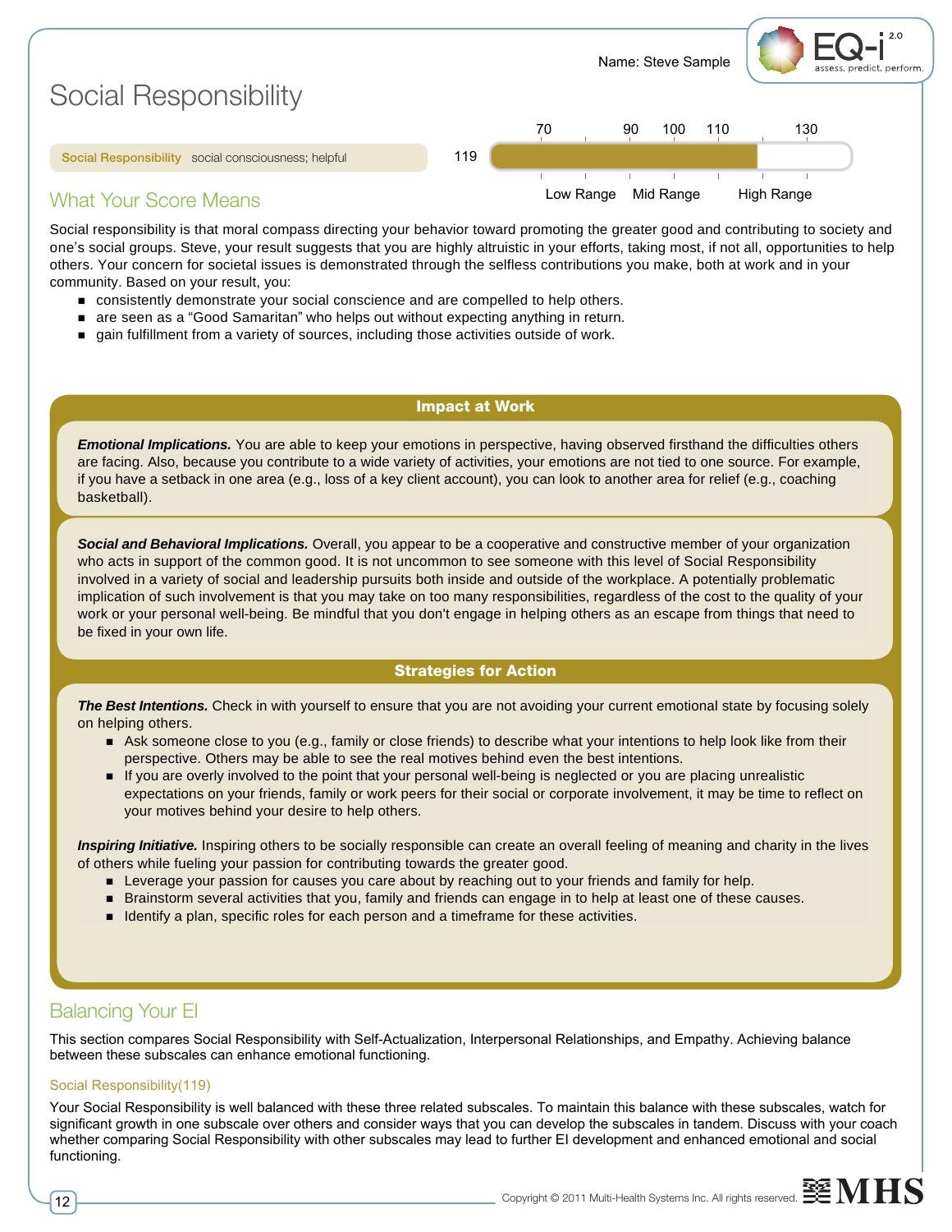Name: Steve Sample

# Social Responsibility

**Social Responsibility** social consciousness; helpful

119

| 70 | 90 | 100 | 110 | 130 |
|---|---|---|---|---|

Low Range | Mid Range | High Range

## What Your Score Means

Social responsibility is that moral compass directing your behavior toward promoting the greater good and contributing to society and one's social groups. Steve, your result suggests that you are highly altruistic in your efforts, taking most, if not all, opportunities to help others. Your concern for societal issues is demonstrated through the selfless contributions you make, both at work and in your community. Based on your result, you:

- consistently demonstrate your social conscience and are compelled to help others.
- are seen as a "Good Samaritan" who helps out without expecting anything in return.
- gain fulfillment from a variety of sources, including those activities outside of work.

### Impact at Work

***Emotional Implications.*** You are able to keep your emotions in perspective, having observed firsthand the difficulties others are facing. Also, because you contribute to a wide variety of activities, your emotions are not tied to one source. For example, if you have a setback in one area (e.g., loss of a key client account), you can look to another area for relief (e.g., coaching basketball).

***Social and Behavioral Implications.*** Overall, you appear to be a cooperative and constructive member of your organization who acts in support of the common good. It is not uncommon to see someone with this level of Social Responsibility involved in a variety of social and leadership pursuits both inside and outside of the workplace. A potentially problematic implication of such involvement is that you may take on too many responsibilities, regardless of the cost to the quality of your work or your personal well-being. Be mindful that you don't engage in helping others as an escape from things that need to be fixed in your own life.

### Strategies for Action

***The Best Intentions.*** Check in with yourself to ensure that you are not avoiding your current emotional state by focusing solely on helping others.

- Ask someone close to you (e.g., family or close friends) to describe what your intentions to help look like from their perspective. Others may be able to see the real motives behind even the best intentions.
- If you are overly involved to the point that your personal well-being is neglected or you are placing unrealistic expectations on your friends, family or work peers for their social or corporate involvement, it may be time to reflect on your motives behind your desire to help others.

***Inspiring Initiative.*** Inspiring others to be socially responsible can create an overall feeling of meaning and charity in the lives of others while fueling your passion for contributing towards the greater good.

- Leverage your passion for causes you care about by reaching out to your friends and family for help.
- Brainstorm several activities that you, family and friends can engage in to help at least one of these causes.
- Identify a plan, specific roles for each person and a timeframe for these activities.

## Balancing Your EI

This section compares Social Responsibility with Self-Actualization, Interpersonal Relationships, and Empathy. Achieving balance between these subscales can enhance emotional functioning.

### Social Responsibility(119)

Your Social Responsibility is well balanced with these three related subscales. To maintain this balance with these subscales, watch for significant growth in one subscale over others and consider ways that you can develop the subscales in tandem. Discuss with your coach whether comparing Social Responsibility with other subscales may lead to further EI development and enhanced emotional and social functioning.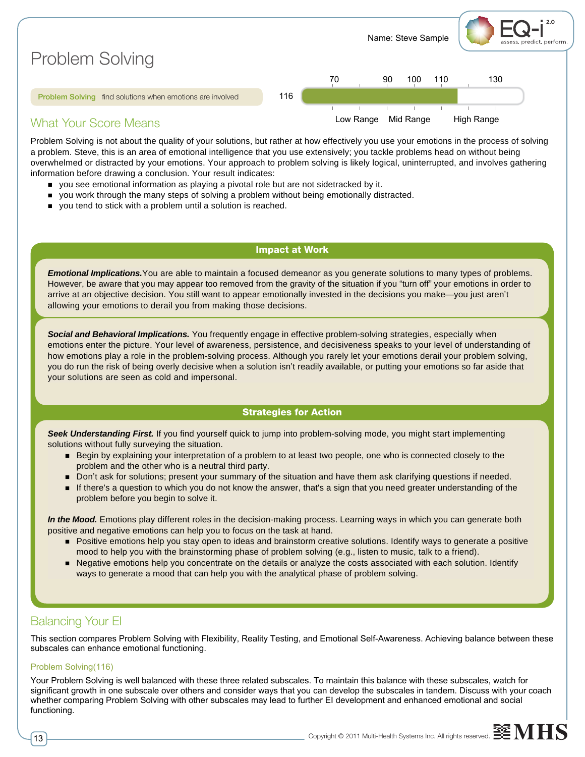Name: Steve Sample

# Problem Solving

**Problem Solving** find solutions when emotions are involved

116

| 70 | 90 | 100 | 110 | 130 |
|---|---|---|---|---|
| Low Range | Mid Range | | High Range | |

## What Your Score Means

Problem Solving is not about the quality of your solutions, but rather at how effectively you use your emotions in the process of solving a problem. Steve, this is an area of emotional intelligence that you use extensively; you tackle problems head on without being overwhelmed or distracted by your emotions. Your approach to problem solving is likely logical, uninterrupted, and involves gathering information before drawing a conclusion. Your result indicates:

- you see emotional information as playing a pivotal role but are not sidetracked by it.
- you work through the many steps of solving a problem without being emotionally distracted.
- you tend to stick with a problem until a solution is reached.

### Impact at Work

***Emotional Implications.*** You are able to maintain a focused demeanor as you generate solutions to many types of problems. However, be aware that you may appear too removed from the gravity of the situation if you “turn off” your emotions in order to arrive at an objective decision. You still want to appear emotionally invested in the decisions you make—you just aren’t allowing your emotions to derail you from making those decisions.

***Social and Behavioral Implications.*** You frequently engage in effective problem-solving strategies, especially when emotions enter the picture. Your level of awareness, persistence, and decisiveness speaks to your level of understanding of how emotions play a role in the problem-solving process. Although you rarely let your emotions derail your problem solving, you do run the risk of being overly decisive when a solution isn’t readily available, or putting your emotions so far aside that your solutions are seen as cold and impersonal.

### Strategies for Action

***Seek Understanding First.*** If you find yourself quick to jump into problem-solving mode, you might start implementing solutions without fully surveying the situation.

- Begin by explaining your interpretation of a problem to at least two people, one who is connected closely to the problem and the other who is a neutral third party.
- Don’t ask for solutions; present your summary of the situation and have them ask clarifying questions if needed.
- If there's a question to which you do not know the answer, that's a sign that you need greater understanding of the problem before you begin to solve it.

***In the Mood.*** Emotions play different roles in the decision-making process. Learning ways in which you can generate both positive and negative emotions can help you to focus on the task at hand.

- Positive emotions help you stay open to ideas and brainstorm creative solutions. Identify ways to generate a positive mood to help you with the brainstorming phase of problem solving (e.g., listen to music, talk to a friend).
- Negative emotions help you concentrate on the details or analyze the costs associated with each solution. Identify ways to generate a mood that can help you with the analytical phase of problem solving.

## Balancing Your EI

This section compares Problem Solving with Flexibility, Reality Testing, and Emotional Self-Awareness. Achieving balance between these subscales can enhance emotional functioning.

### Problem Solving(116)

Your Problem Solving is well balanced with these three related subscales. To maintain this balance with these subscales, watch for significant growth in one subscale over others and consider ways that you can develop the subscales in tandem. Discuss with your coach whether comparing Problem Solving with other subscales may lead to further EI development and enhanced emotional and social functioning.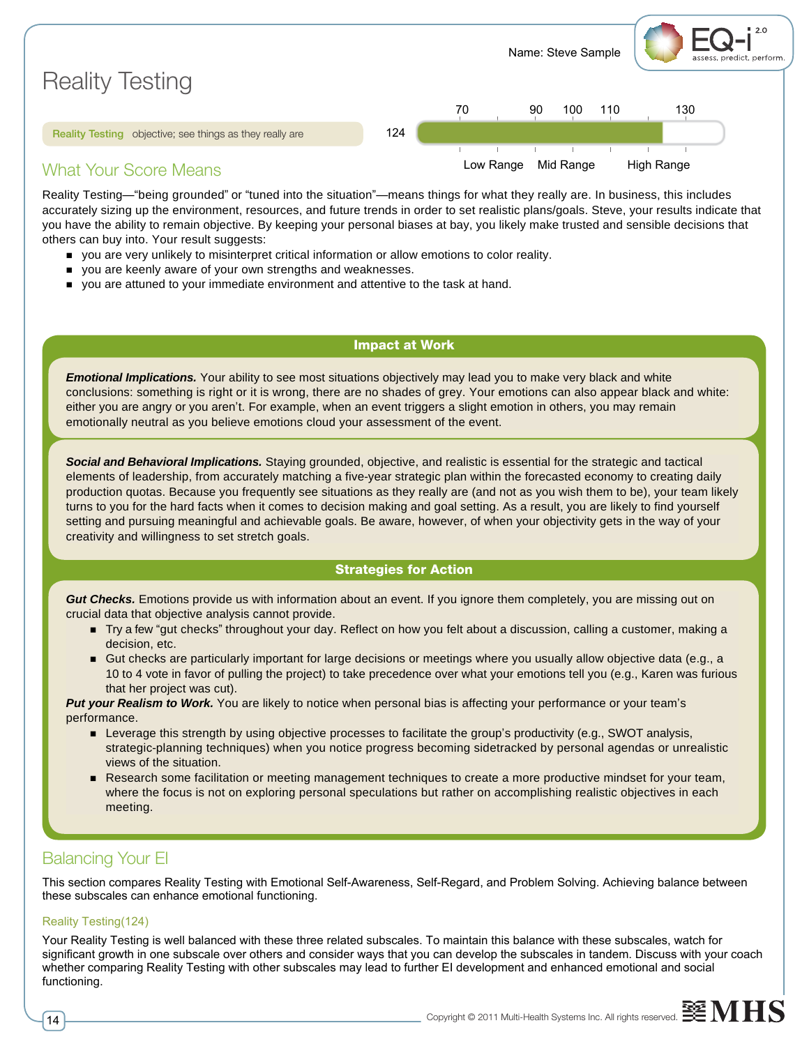Name: Steve Sample

# Reality Testing

**Reality Testing** objective; see things as they really are — 124

| 70 | 90 | 100 | 110 | 130 |
|---|---|---|---|---|
| Low Range | Mid Range | | High Range | |

## What Your Score Means

Reality Testing—"being grounded" or "tuned into the situation"—means things for what they really are. In business, this includes accurately sizing up the environment, resources, and future trends in order to set realistic plans/goals. Steve, your results indicate that you have the ability to remain objective. By keeping your personal biases at bay, you likely make trusted and sensible decisions that others can buy into. Your result suggests:

- you are very unlikely to misinterpret critical information or allow emotions to color reality.
- you are keenly aware of your own strengths and weaknesses.
- you are attuned to your immediate environment and attentive to the task at hand.

### Impact at Work

***Emotional Implications.*** Your ability to see most situations objectively may lead you to make very black and white conclusions: something is right or it is wrong, there are no shades of grey. Your emotions can also appear black and white: either you are angry or you aren't. For example, when an event triggers a slight emotion in others, you may remain emotionally neutral as you believe emotions cloud your assessment of the event.

***Social and Behavioral Implications.*** Staying grounded, objective, and realistic is essential for the strategic and tactical elements of leadership, from accurately matching a five-year strategic plan within the forecasted economy to creating daily production quotas. Because you frequently see situations as they really are (and not as you wish them to be), your team likely turns to you for the hard facts when it comes to decision making and goal setting. As a result, you are likely to find yourself setting and pursuing meaningful and achievable goals. Be aware, however, of when your objectivity gets in the way of your creativity and willingness to set stretch goals.

### Strategies for Action

***Gut Checks.*** Emotions provide us with information about an event. If you ignore them completely, you are missing out on crucial data that objective analysis cannot provide.

- Try a few "gut checks" throughout your day. Reflect on how you felt about a discussion, calling a customer, making a decision, etc.
- Gut checks are particularly important for large decisions or meetings where you usually allow objective data (e.g., a 10 to 4 vote in favor of pulling the project) to take precedence over what your emotions tell you (e.g., Karen was furious that her project was cut).

***Put your Realism to Work.*** You are likely to notice when personal bias is affecting your performance or your team's performance.

- Leverage this strength by using objective processes to facilitate the group's productivity (e.g., SWOT analysis, strategic-planning techniques) when you notice progress becoming sidetracked by personal agendas or unrealistic views of the situation.
- Research some facilitation or meeting management techniques to create a more productive mindset for your team, where the focus is not on exploring personal speculations but rather on accomplishing realistic objectives in each meeting.

## Balancing Your EI

This section compares Reality Testing with Emotional Self-Awareness, Self-Regard, and Problem Solving. Achieving balance between these subscales can enhance emotional functioning.

#### Reality Testing(124)

Your Reality Testing is well balanced with these three related subscales. To maintain this balance with these subscales, watch for significant growth in one subscale over others and consider ways that you can develop the subscales in tandem. Discuss with your coach whether comparing Reality Testing with other subscales may lead to further EI development and enhanced emotional and social functioning.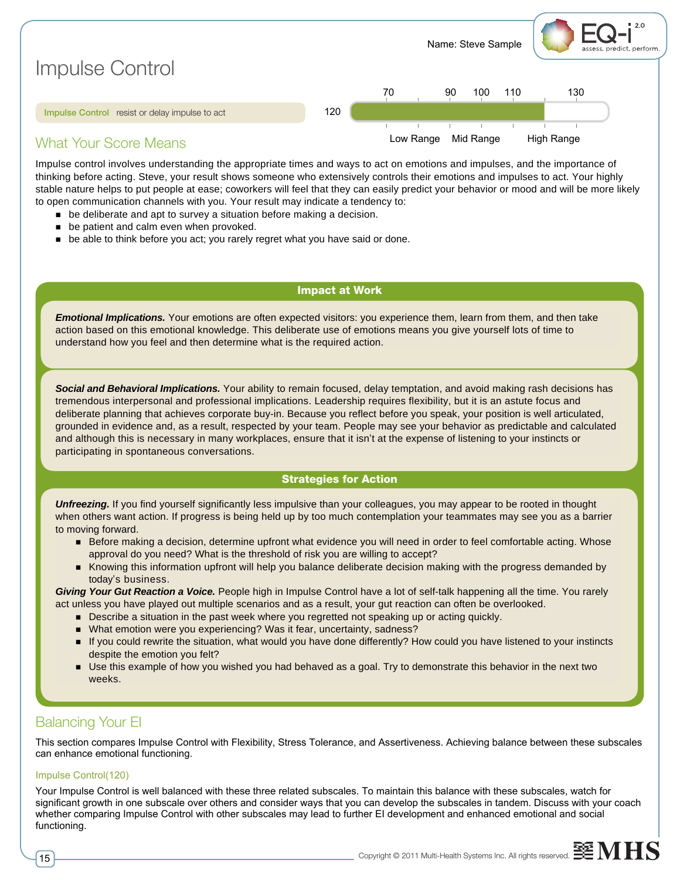Name: Steve Sample

# Impulse Control

**Impulse Control** resist or delay impulse to act

120

| 70 | 90 | 100 | 110 | 130 |
|---|---|---|---|---|
| Low Range | Mid Range | | High Range | |

## What Your Score Means

Impulse control involves understanding the appropriate times and ways to act on emotions and impulses, and the importance of thinking before acting. Steve, your result shows someone who extensively controls their emotions and impulses to act. Your highly stable nature helps to put people at ease; coworkers will feel that they can easily predict your behavior or mood and will be more likely to open communication channels with you. Your result may indicate a tendency to:

- be deliberate and apt to survey a situation before making a decision.
- be patient and calm even when provoked.
- be able to think before you act; you rarely regret what you have said or done.

### Impact at Work

***Emotional Implications.*** Your emotions are often expected visitors: you experience them, learn from them, and then take action based on this emotional knowledge. This deliberate use of emotions means you give yourself lots of time to understand how you feel and then determine what is the required action.

***Social and Behavioral Implications.*** Your ability to remain focused, delay temptation, and avoid making rash decisions has tremendous interpersonal and professional implications. Leadership requires flexibility, but it is an astute focus and deliberate planning that achieves corporate buy-in. Because you reflect before you speak, your position is well articulated, grounded in evidence and, as a result, respected by your team. People may see your behavior as predictable and calculated and although this is necessary in many workplaces, ensure that it isn't at the expense of listening to your instincts or participating in spontaneous conversations.

### Strategies for Action

***Unfreezing.*** If you find yourself significantly less impulsive than your colleagues, you may appear to be rooted in thought when others want action. If progress is being held up by too much contemplation your teammates may see you as a barrier to moving forward.

- Before making a decision, determine upfront what evidence you will need in order to feel comfortable acting. Whose approval do you need? What is the threshold of risk you are willing to accept?
- Knowing this information upfront will help you balance deliberate decision making with the progress demanded by today's business.

***Giving Your Gut Reaction a Voice.*** People high in Impulse Control have a lot of self-talk happening all the time. You rarely act unless you have played out multiple scenarios and as a result, your gut reaction can often be overlooked.

- Describe a situation in the past week where you regretted not speaking up or acting quickly.
- What emotion were you experiencing? Was it fear, uncertainty, sadness?
- If you could rewrite the situation, what would you have done differently? How could you have listened to your instincts despite the emotion you felt?
- Use this example of how you wished you had behaved as a goal. Try to demonstrate this behavior in the next two weeks.

## Balancing Your EI

This section compares Impulse Control with Flexibility, Stress Tolerance, and Assertiveness. Achieving balance between these subscales can enhance emotional functioning.

### Impulse Control(120)

Your Impulse Control is well balanced with these three related subscales. To maintain this balance with these subscales, watch for significant growth in one subscale over others and consider ways that you can develop the subscales in tandem. Discuss with your coach whether comparing Impulse Control with other subscales may lead to further EI development and enhanced emotional and social functioning.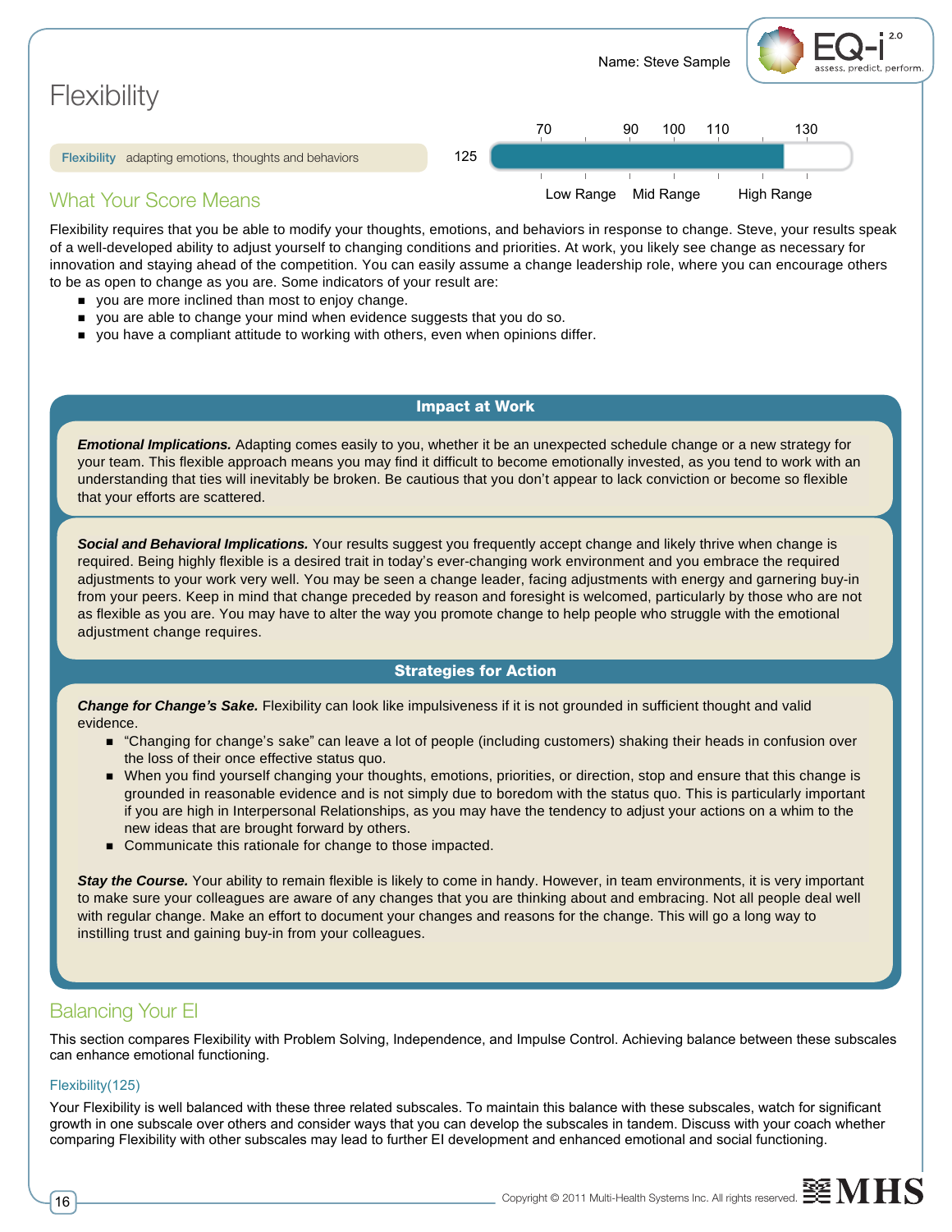Name: Steve Sample

# Flexibility

**Flexibility** adapting emotions, thoughts and behaviors

125

70 | 90 | 100 | 110 | 130

Low Range | Mid Range | High Range

## What Your Score Means

Flexibility requires that you be able to modify your thoughts, emotions, and behaviors in response to change. Steve, your results speak of a well-developed ability to adjust yourself to changing conditions and priorities. At work, you likely see change as necessary for innovation and staying ahead of the competition. You can easily assume a change leadership role, where you can encourage others to be as open to change as you are. Some indicators of your result are:

- you are more inclined than most to enjoy change.
- you are able to change your mind when evidence suggests that you do so.
- you have a compliant attitude to working with others, even when opinions differ.

### Impact at Work

***Emotional Implications.*** Adapting comes easily to you, whether it be an unexpected schedule change or a new strategy for your team. This flexible approach means you may find it difficult to become emotionally invested, as you tend to work with an understanding that ties will inevitably be broken. Be cautious that you don't appear to lack conviction or become so flexible that your efforts are scattered.

***Social and Behavioral Implications.*** Your results suggest you frequently accept change and likely thrive when change is required. Being highly flexible is a desired trait in today's ever-changing work environment and you embrace the required adjustments to your work very well. You may be seen a change leader, facing adjustments with energy and garnering buy-in from your peers. Keep in mind that change preceded by reason and foresight is welcomed, particularly by those who are not as flexible as you are. You may have to alter the way you promote change to help people who struggle with the emotional adjustment change requires.

### Strategies for Action

***Change for Change's Sake.*** Flexibility can look like impulsiveness if it is not grounded in sufficient thought and valid evidence.

- "Changing for change's sake" can leave a lot of people (including customers) shaking their heads in confusion over the loss of their once effective status quo.
- When you find yourself changing your thoughts, emotions, priorities, or direction, stop and ensure that this change is grounded in reasonable evidence and is not simply due to boredom with the status quo. This is particularly important if you are high in Interpersonal Relationships, as you may have the tendency to adjust your actions on a whim to the new ideas that are brought forward by others.
- Communicate this rationale for change to those impacted.

***Stay the Course.*** Your ability to remain flexible is likely to come in handy. However, in team environments, it is very important to make sure your colleagues are aware of any changes that you are thinking about and embracing. Not all people deal well with regular change. Make an effort to document your changes and reasons for the change. This will go a long way to instilling trust and gaining buy-in from your colleagues.

## Balancing Your EI

This section compares Flexibility with Problem Solving, Independence, and Impulse Control. Achieving balance between these subscales can enhance emotional functioning.

### Flexibility(125)

Your Flexibility is well balanced with these three related subscales. To maintain this balance with these subscales, watch for significant growth in one subscale over others and consider ways that you can develop the subscales in tandem. Discuss with your coach whether comparing Flexibility with other subscales may lead to further EI development and enhanced emotional and social functioning.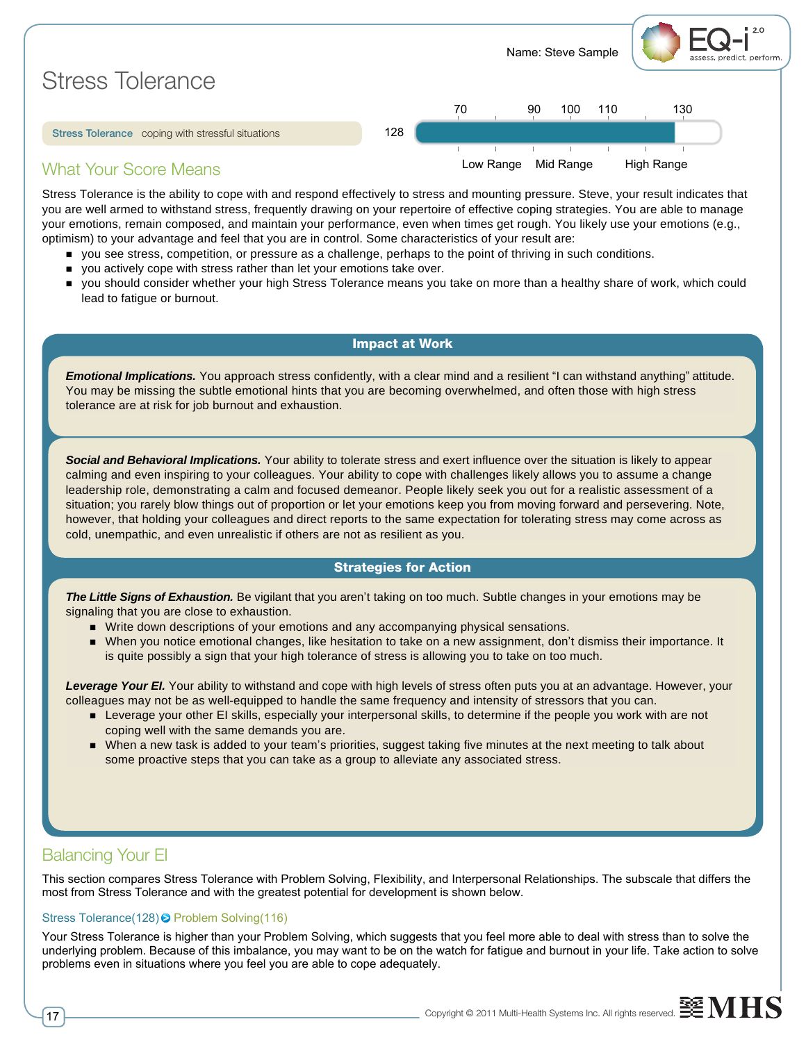Name: Steve Sample

# Stress Tolerance

**Stress Tolerance** coping with stressful situations — 128

(Scale: 70, 90, 100, 110, 130 — Low Range, Mid Range, High Range)

## What Your Score Means

Stress Tolerance is the ability to cope with and respond effectively to stress and mounting pressure. Steve, your result indicates that you are well armed to withstand stress, frequently drawing on your repertoire of effective coping strategies. You are able to manage your emotions, remain composed, and maintain your performance, even when times get rough. You likely use your emotions (e.g., optimism) to your advantage and feel that you are in control. Some characteristics of your result are:

- you see stress, competition, or pressure as a challenge, perhaps to the point of thriving in such conditions.
- you actively cope with stress rather than let your emotions take over.
- you should consider whether your high Stress Tolerance means you take on more than a healthy share of work, which could lead to fatigue or burnout.

### Impact at Work

***Emotional Implications.*** You approach stress confidently, with a clear mind and a resilient "I can withstand anything" attitude. You may be missing the subtle emotional hints that you are becoming overwhelmed, and often those with high stress tolerance are at risk for job burnout and exhaustion.

***Social and Behavioral Implications.*** Your ability to tolerate stress and exert influence over the situation is likely to appear calming and even inspiring to your colleagues. Your ability to cope with challenges likely allows you to assume a change leadership role, demonstrating a calm and focused demeanor. People likely seek you out for a realistic assessment of a situation; you rarely blow things out of proportion or let your emotions keep you from moving forward and persevering. Note, however, that holding your colleagues and direct reports to the same expectation for tolerating stress may come across as cold, unempathic, and even unrealistic if others are not as resilient as you.

### Strategies for Action

***The Little Signs of Exhaustion.*** Be vigilant that you aren't taking on too much. Subtle changes in your emotions may be signaling that you are close to exhaustion.

- Write down descriptions of your emotions and any accompanying physical sensations.
- When you notice emotional changes, like hesitation to take on a new assignment, don't dismiss their importance. It is quite possibly a sign that your high tolerance of stress is allowing you to take on too much.

***Leverage Your EI.*** Your ability to withstand and cope with high levels of stress often puts you at an advantage. However, your colleagues may not be as well-equipped to handle the same frequency and intensity of stressors that you can.

- Leverage your other EI skills, especially your interpersonal skills, to determine if the people you work with are not coping well with the same demands you are.
- When a new task is added to your team's priorities, suggest taking five minutes at the next meeting to talk about some proactive steps that you can take as a group to alleviate any associated stress.

## Balancing Your EI

This section compares Stress Tolerance with Problem Solving, Flexibility, and Interpersonal Relationships. The subscale that differs the most from Stress Tolerance and with the greatest potential for development is shown below.

**Stress Tolerance(128) ➔ Problem Solving(116)**

Your Stress Tolerance is higher than your Problem Solving, which suggests that you feel more able to deal with stress than to solve the underlying problem. Because of this imbalance, you may want to be on the watch for fatigue and burnout in your life. Take action to solve problems even in situations where you feel you are able to cope adequately.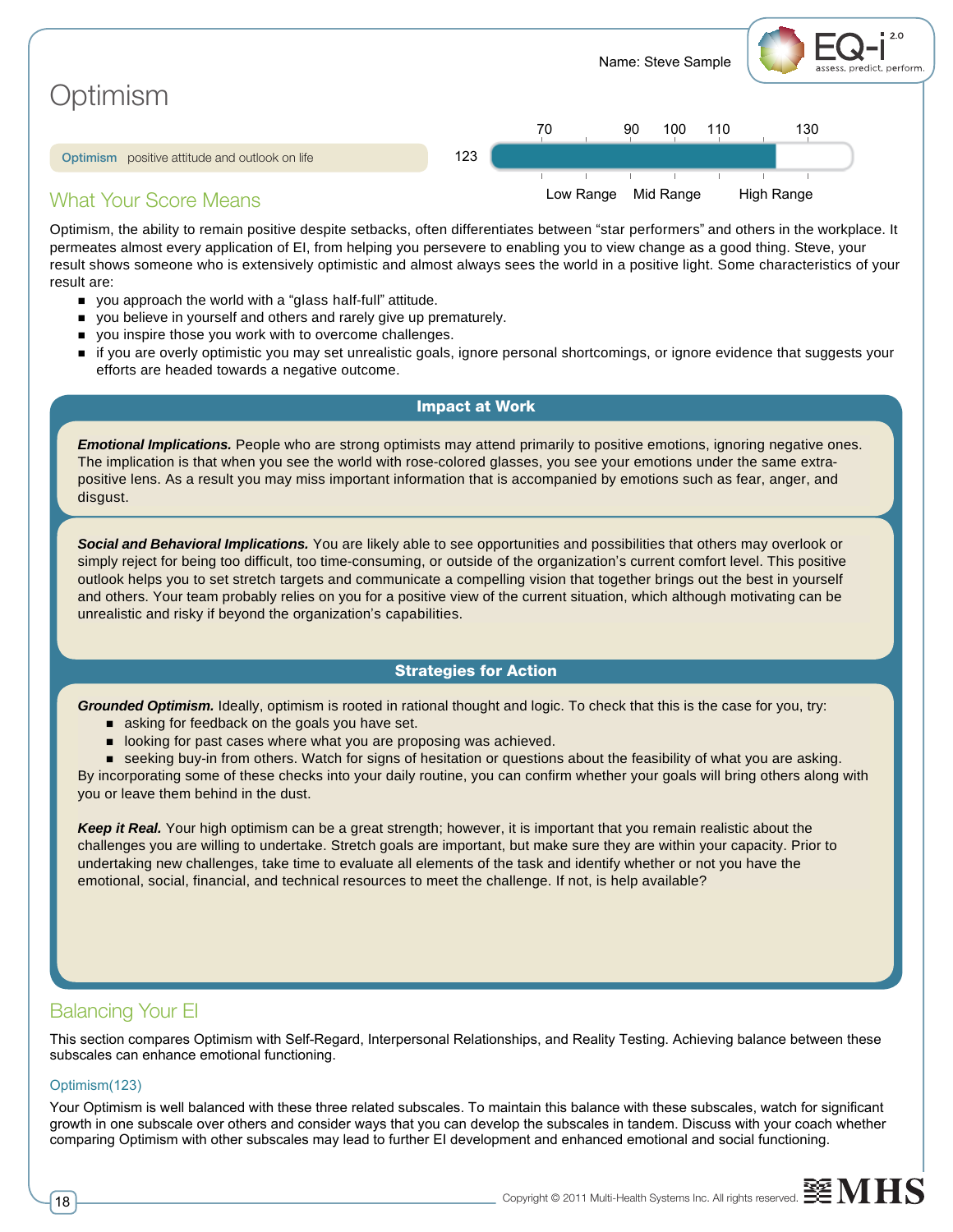Name: Steve Sample

# Optimism

**Optimism** positive attitude and outlook on life

123

70 | 90 | 100 | 110 | 130

Low Range | Mid Range | High Range

## What Your Score Means

Optimism, the ability to remain positive despite setbacks, often differentiates between "star performers" and others in the workplace. It permeates almost every application of EI, from helping you persevere to enabling you to view change as a good thing. Steve, your result shows someone who is extensively optimistic and almost always sees the world in a positive light. Some characteristics of your result are:

- you approach the world with a "glass half-full" attitude.
- you believe in yourself and others and rarely give up prematurely.
- you inspire those you work with to overcome challenges.
- if you are overly optimistic you may set unrealistic goals, ignore personal shortcomings, or ignore evidence that suggests your efforts are headed towards a negative outcome.

### Impact at Work

***Emotional Implications.*** People who are strong optimists may attend primarily to positive emotions, ignoring negative ones. The implication is that when you see the world with rose-colored glasses, you see your emotions under the same extra-positive lens. As a result you may miss important information that is accompanied by emotions such as fear, anger, and disgust.

***Social and Behavioral Implications.*** You are likely able to see opportunities and possibilities that others may overlook or simply reject for being too difficult, too time-consuming, or outside of the organization's current comfort level. This positive outlook helps you to set stretch targets and communicate a compelling vision that together brings out the best in yourself and others. Your team probably relies on you for a positive view of the current situation, which although motivating can be unrealistic and risky if beyond the organization's capabilities.

### Strategies for Action

***Grounded Optimism.*** Ideally, optimism is rooted in rational thought and logic. To check that this is the case for you, try:

- asking for feedback on the goals you have set.
- looking for past cases where what you are proposing was achieved.
- seeking buy-in from others. Watch for signs of hesitation or questions about the feasibility of what you are asking.

By incorporating some of these checks into your daily routine, you can confirm whether your goals will bring others along with you or leave them behind in the dust.

***Keep it Real.*** Your high optimism can be a great strength; however, it is important that you remain realistic about the challenges you are willing to undertake. Stretch goals are important, but make sure they are within your capacity. Prior to undertaking new challenges, take time to evaluate all elements of the task and identify whether or not you have the emotional, social, financial, and technical resources to meet the challenge. If not, is help available?

## Balancing Your EI

This section compares Optimism with Self-Regard, Interpersonal Relationships, and Reality Testing. Achieving balance between these subscales can enhance emotional functioning.

### Optimism(123)

Your Optimism is well balanced with these three related subscales. To maintain this balance with these subscales, watch for significant growth in one subscale over others and consider ways that you can develop the subscales in tandem. Discuss with your coach whether comparing Optimism with other subscales may lead to further EI development and enhanced emotional and social functioning.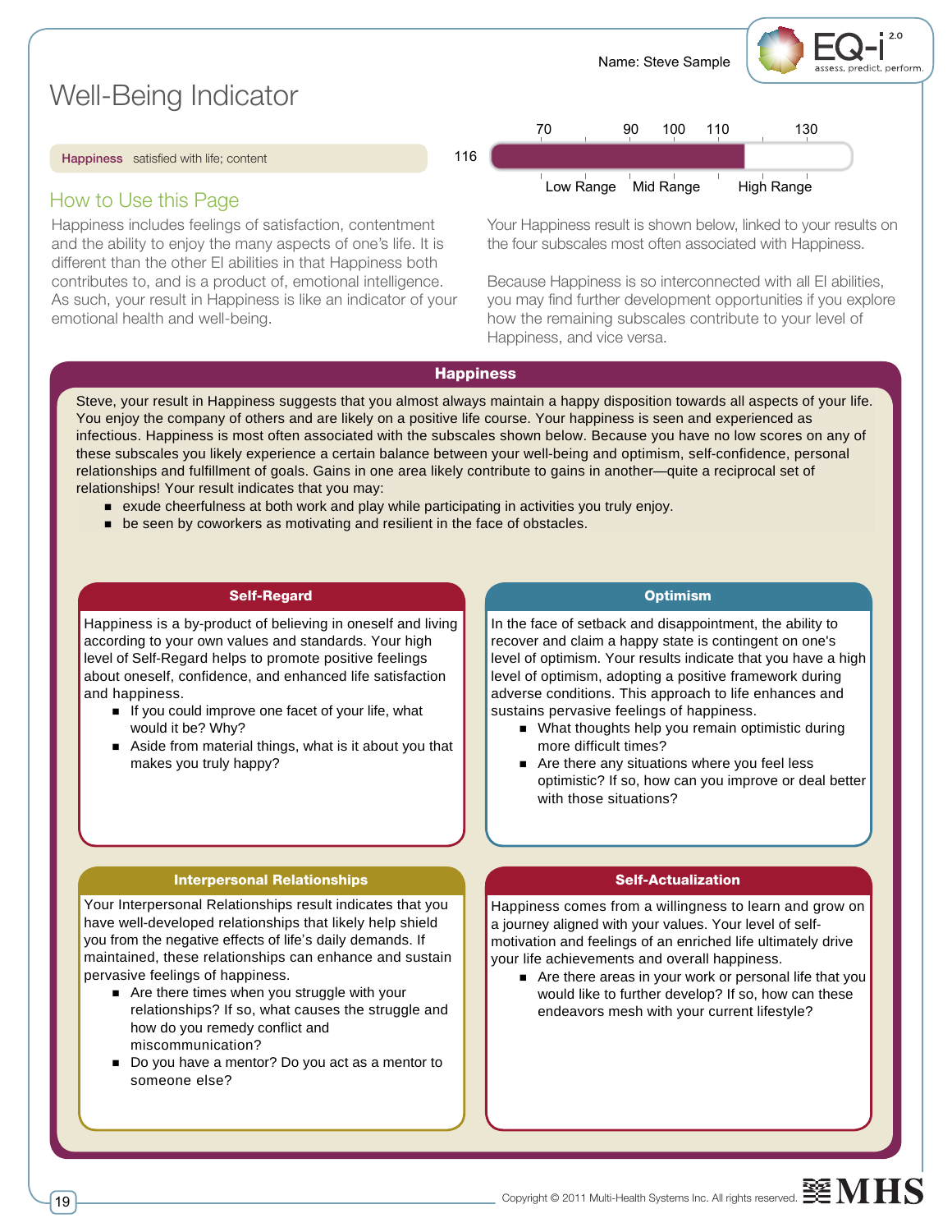Name: Steve Sample

# Well-Being Indicator

**Happiness** satisfied with life; content

116

70 | 90 | 100 | 110 | 130

Low Range | Mid Range | High Range

## How to Use this Page

Happiness includes feelings of satisfaction, contentment and the ability to enjoy the many aspects of one's life. It is different than the other EI abilities in that Happiness both contributes to, and is a product of, emotional intelligence. As such, your result in Happiness is like an indicator of your emotional health and well-being.

Your Happiness result is shown below, linked to your results on the four subscales most often associated with Happiness.

Because Happiness is so interconnected with all EI abilities, you may find further development opportunities if you explore how the remaining subscales contribute to your level of Happiness, and vice versa.

## Happiness

Steve, your result in Happiness suggests that you almost always maintain a happy disposition towards all aspects of your life. You enjoy the company of others and are likely on a positive life course. Your happiness is seen and experienced as infectious. Happiness is most often associated with the subscales shown below. Because you have no low scores on any of these subscales you likely experience a certain balance between your well-being and optimism, self-confidence, personal relationships and fulfillment of goals. Gains in one area likely contribute to gains in another—quite a reciprocal set of relationships! Your result indicates that you may:

- exude cheerfulness at both work and play while participating in activities you truly enjoy.
- be seen by coworkers as motivating and resilient in the face of obstacles.

### Self-Regard

Happiness is a by-product of believing in oneself and living according to your own values and standards. Your high level of Self-Regard helps to promote positive feelings about oneself, confidence, and enhanced life satisfaction and happiness.

- If you could improve one facet of your life, what would it be? Why?
- Aside from material things, what is it about you that makes you truly happy?

### Optimism

In the face of setback and disappointment, the ability to recover and claim a happy state is contingent on one's level of optimism. Your results indicate that you have a high level of optimism, adopting a positive framework during adverse conditions. This approach to life enhances and sustains pervasive feelings of happiness.

- What thoughts help you remain optimistic during more difficult times?
- Are there any situations where you feel less optimistic? If so, how can you improve or deal better with those situations?

### Interpersonal Relationships

Your Interpersonal Relationships result indicates that you have well-developed relationships that likely help shield you from the negative effects of life's daily demands. If maintained, these relationships can enhance and sustain pervasive feelings of happiness.

- Are there times when you struggle with your relationships? If so, what causes the struggle and how do you remedy conflict and miscommunication?
- Do you have a mentor? Do you act as a mentor to someone else?

### Self-Actualization

Happiness comes from a willingness to learn and grow on a journey aligned with your values. Your level of self-motivation and feelings of an enriched life ultimately drive your life achievements and overall happiness.

- Are there areas in your work or personal life that you would like to further develop? If so, how can these endeavors mesh with your current lifestyle?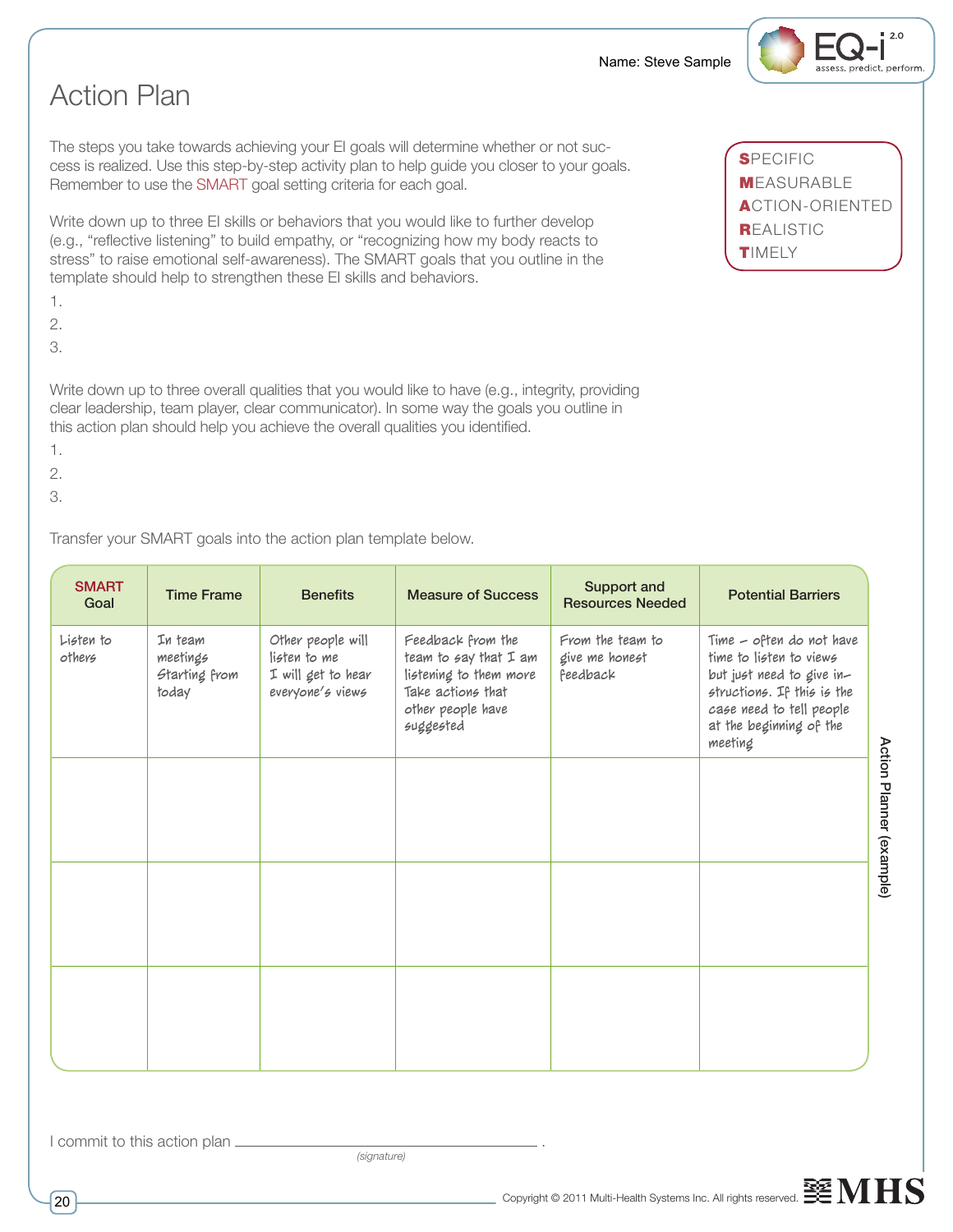Name: Steve Sample

# Action Plan

The steps you take towards achieving your EI goals will determine whether or not success is realized. Use this step-by-step activity plan to help guide you closer to your goals. Remember to use the SMART goal setting criteria for each goal.

**S**PECIFIC
**M**EASURABLE
**A**CTION-ORIENTED
**R**EALISTIC
**T**IMELY

Write down up to three EI skills or behaviors that you would like to further develop (e.g., "reflective listening" to build empathy, or "recognizing how my body reacts to stress" to raise emotional self-awareness). The SMART goals that you outline in the template should help to strengthen these EI skills and behaviors.

1.
2.
3.

Write down up to three overall qualities that you would like to have (e.g., integrity, providing clear leadership, team player, clear communicator). In some way the goals you outline in this action plan should help you achieve the overall qualities you identified.

1.
2.
3.

Transfer your SMART goals into the action plan template below.

| SMART Goal | Time Frame | Benefits | Measure of Success | Support and Resources Needed | Potential Barriers |
|---|---|---|---|---|---|
| Listen to others | In team meetings Starting from today | Other people will listen to me I will get to hear everyone's views | Feedback from the team to say that I am listening to them more Take actions that other people have suggested | From the team to give me honest feedback | Time – often do not have time to listen to views but just need to give instructions. If this is the case need to tell people at the beginning of the meeting |
| | | | | | |
| | | | | | |
| | | | | | |

Action Planner (example)

I commit to this action plan ______________________________ .
*(signature)*

Copyright © 2011 Multi-Health Systems Inc. All rights reserved.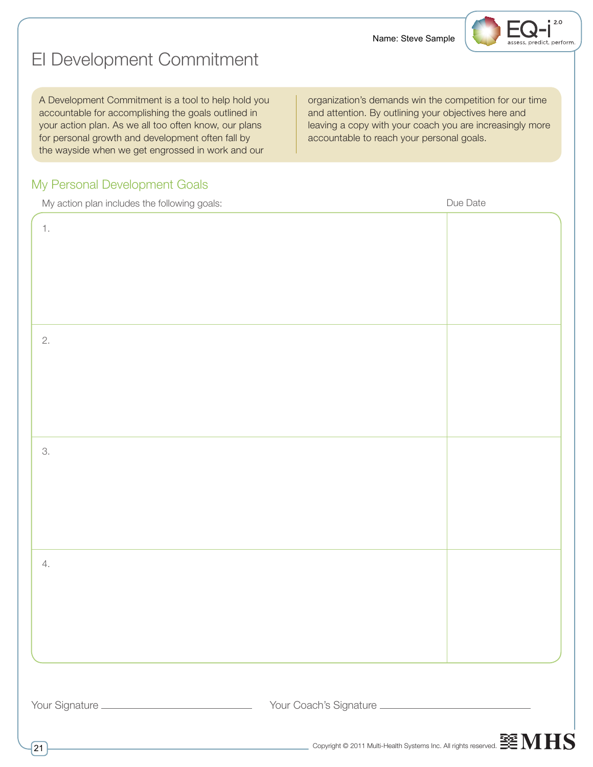Name: Steve Sample

# EI Development Commitment

A Development Commitment is a tool to help hold you accountable for accomplishing the goals outlined in your action plan. As we all too often know, our plans for personal growth and development often fall by the wayside when we get engrossed in work and our organization's demands win the competition for our time and attention. By outlining your objectives here and leaving a copy with your coach you are increasingly more accountable to reach your personal goals.

## My Personal Development Goals

| My action plan includes the following goals: | Due Date |
|---|---|
| 1. | |
| 2. | |
| 3. | |
| 4. | |

Your Signature ______________________ Your Coach's Signature ______________________

Copyright © 2011 Multi-Health Systems Inc. All rights reserved.